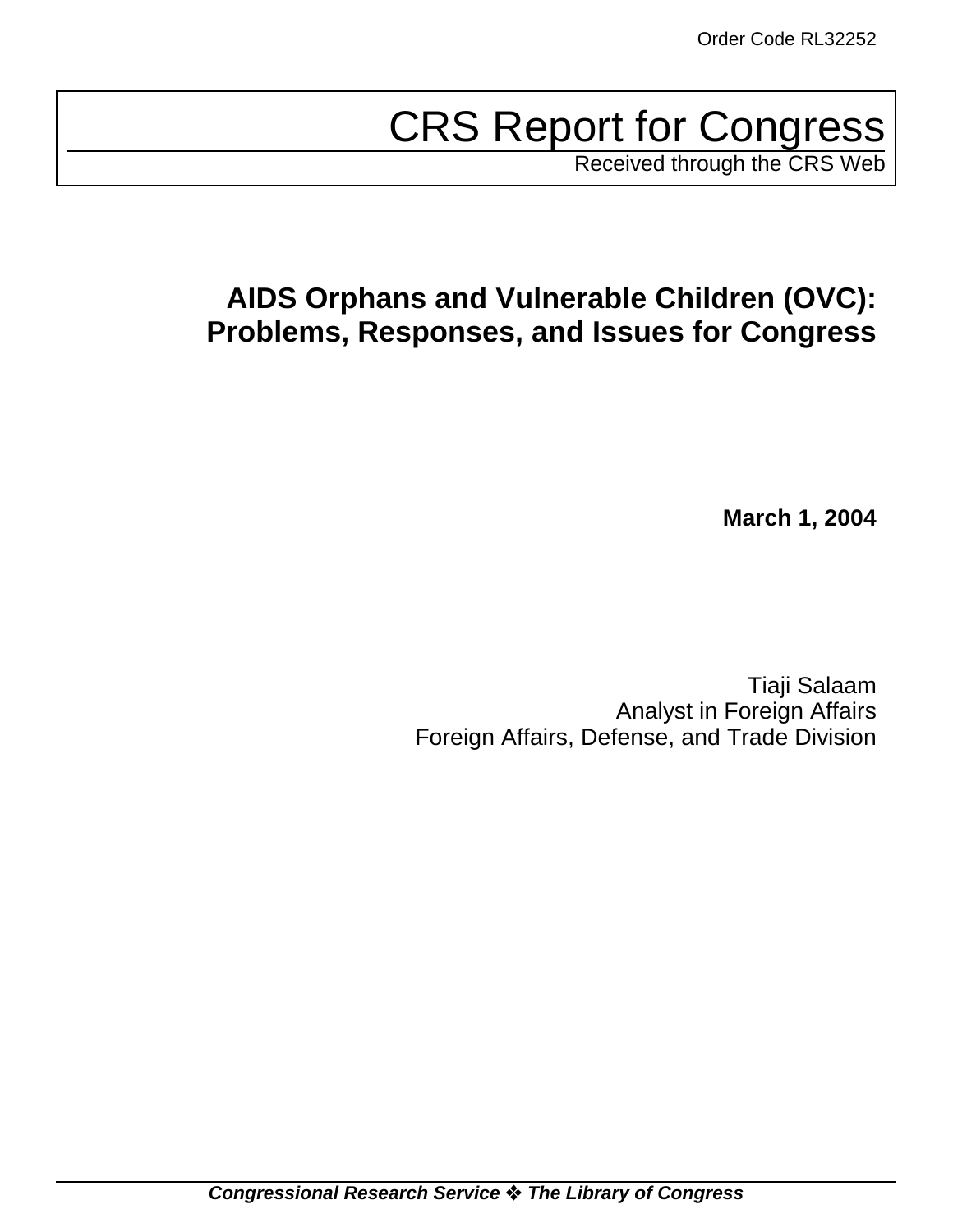Order Code RL32252

# CRS Report for Congress

Received through the CRS Web

## AIDS Orphans and Vulnerable Children (OVC): Problems, Responses, and Issues for Congress

**March 1, 2004**

Tiaji Salaam
Analyst in Foreign Affairs
Foreign Affairs, Defense, and Trade Division

***Congressional Research Service ❖ The Library of Congress***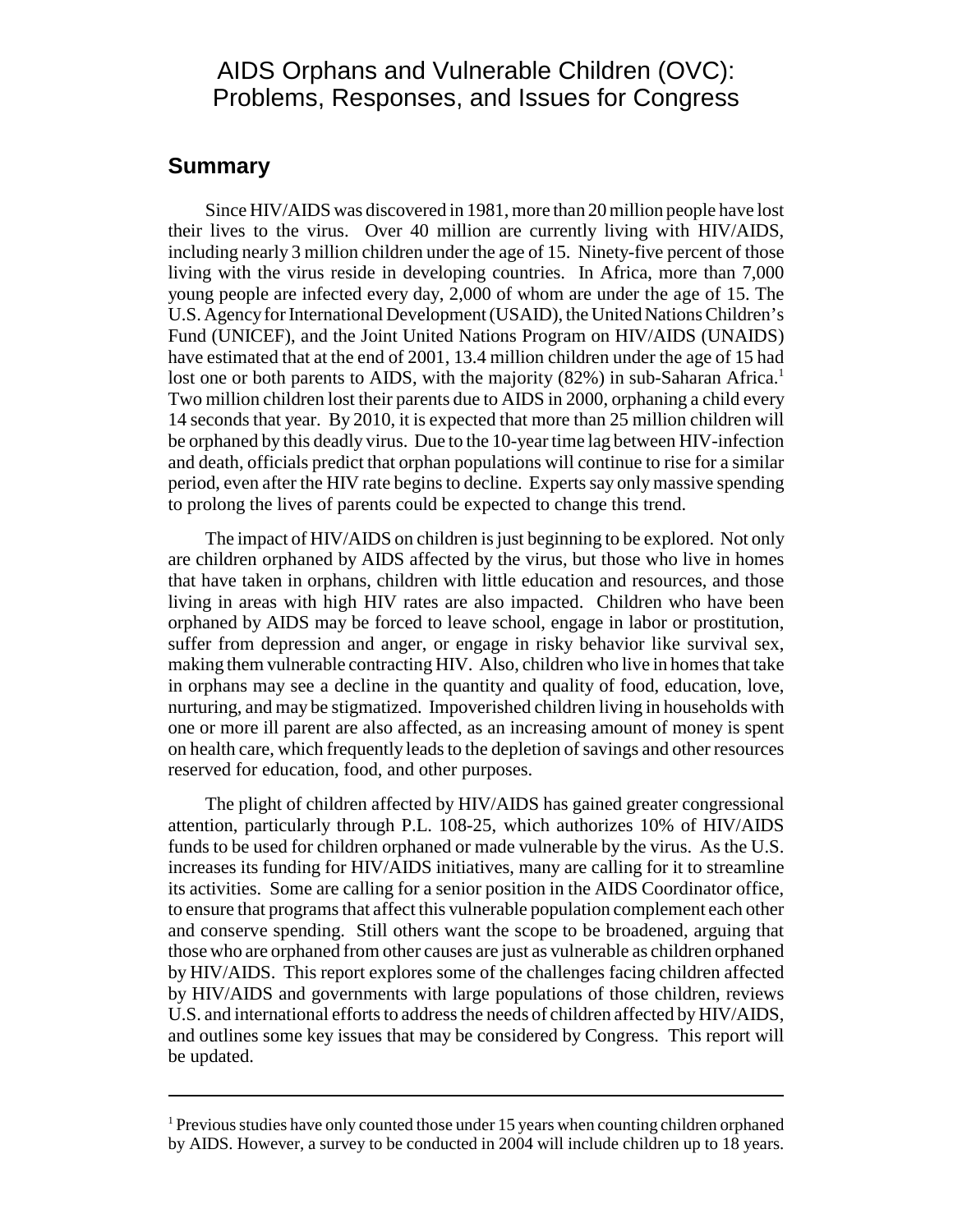# AIDS Orphans and Vulnerable Children (OVC): Problems, Responses, and Issues for Congress

## Summary

Since HIV/AIDS was discovered in 1981, more than 20 million people have lost their lives to the virus. Over 40 million are currently living with HIV/AIDS, including nearly 3 million children under the age of 15. Ninety-five percent of those living with the virus reside in developing countries. In Africa, more than 7,000 young people are infected every day, 2,000 of whom are under the age of 15. The U.S. Agency for International Development (USAID), the United Nations Children's Fund (UNICEF), and the Joint United Nations Program on HIV/AIDS (UNAIDS) have estimated that at the end of 2001, 13.4 million children under the age of 15 had lost one or both parents to AIDS, with the majority (82%) in sub-Saharan Africa.[1] Two million children lost their parents due to AIDS in 2000, orphaning a child every 14 seconds that year. By 2010, it is expected that more than 25 million children will be orphaned by this deadly virus. Due to the 10-year time lag between HIV-infection and death, officials predict that orphan populations will continue to rise for a similar period, even after the HIV rate begins to decline. Experts say only massive spending to prolong the lives of parents could be expected to change this trend.

The impact of HIV/AIDS on children is just beginning to be explored. Not only are children orphaned by AIDS affected by the virus, but those who live in homes that have taken in orphans, children with little education and resources, and those living in areas with high HIV rates are also impacted. Children who have been orphaned by AIDS may be forced to leave school, engage in labor or prostitution, suffer from depression and anger, or engage in risky behavior like survival sex, making them vulnerable contracting HIV. Also, children who live in homes that take in orphans may see a decline in the quantity and quality of food, education, love, nurturing, and may be stigmatized. Impoverished children living in households with one or more ill parent are also affected, as an increasing amount of money is spent on health care, which frequently leads to the depletion of savings and other resources reserved for education, food, and other purposes.

The plight of children affected by HIV/AIDS has gained greater congressional attention, particularly through P.L. 108-25, which authorizes 10% of HIV/AIDS funds to be used for children orphaned or made vulnerable by the virus. As the U.S. increases its funding for HIV/AIDS initiatives, many are calling for it to streamline its activities. Some are calling for a senior position in the AIDS Coordinator office, to ensure that programs that affect this vulnerable population complement each other and conserve spending. Still others want the scope to be broadened, arguing that those who are orphaned from other causes are just as vulnerable as children orphaned by HIV/AIDS. This report explores some of the challenges facing children affected by HIV/AIDS and governments with large populations of those children, reviews U.S. and international efforts to address the needs of children affected by HIV/AIDS, and outlines some key issues that may be considered by Congress. This report will be updated.

---

[1] Previous studies have only counted those under 15 years when counting children orphaned by AIDS. However, a survey to be conducted in 2004 will include children up to 18 years.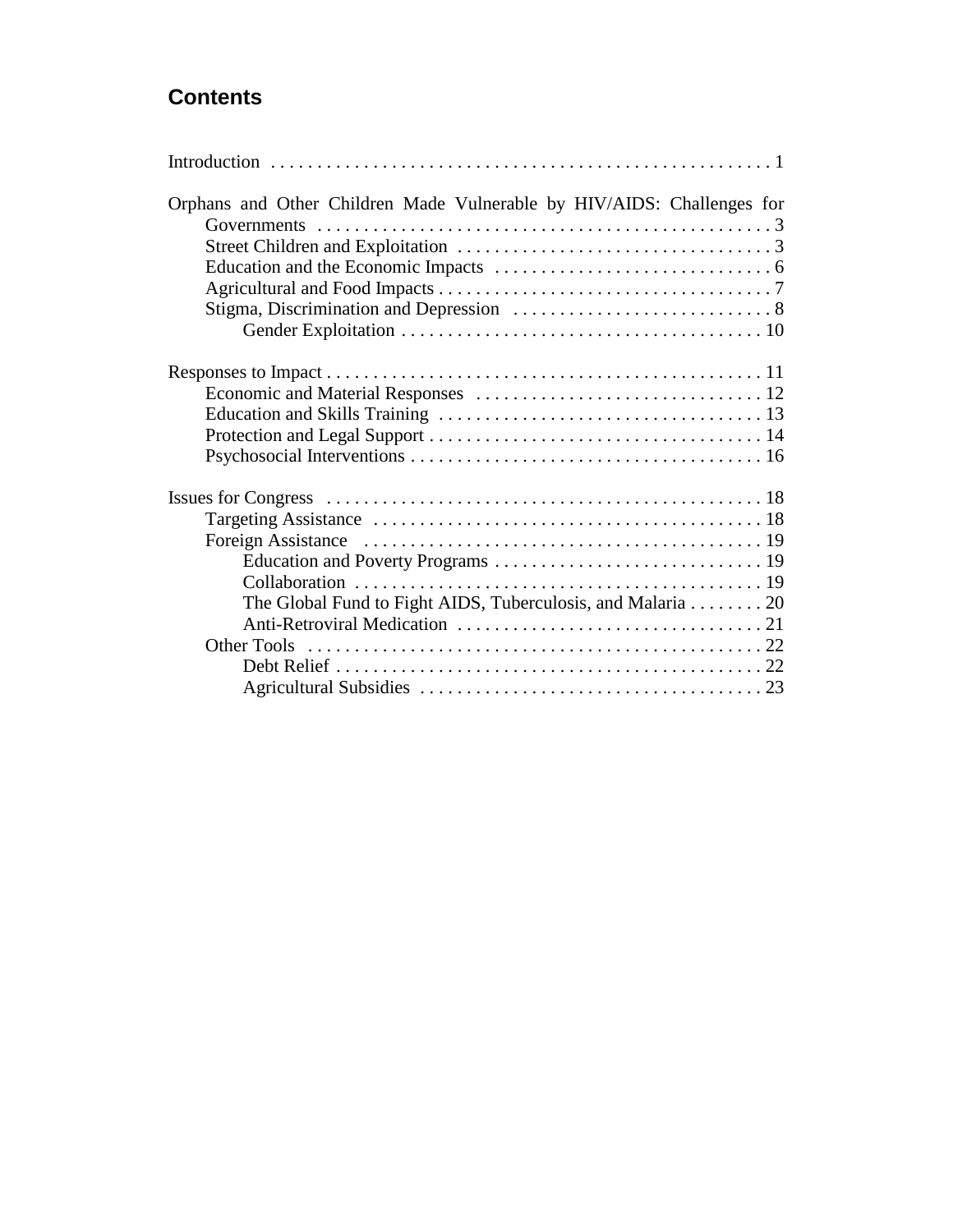## Contents

Introduction . . . . . . . . . . . . . . . . . . . . . . . . . . . . . . . . . . . . . . . . . . . . . . . . . . . . 1

Orphans and Other Children Made Vulnerable by HIV/AIDS: Challenges for Governments . . . . . . . . . . . . . . . . . . . . . . . . . . . . . . . . . . . . . . . . . . . . . . . . . . 3
- Street Children and Exploitation . . . . . . . . . . . . . . . . . . . . . . . . . . . . . . . . . . 3
- Education and the Economic Impacts . . . . . . . . . . . . . . . . . . . . . . . . . . . . . . 6
- Agricultural and Food Impacts . . . . . . . . . . . . . . . . . . . . . . . . . . . . . . . . . . . . 7
- Stigma, Discrimination and Depression . . . . . . . . . . . . . . . . . . . . . . . . . . . . 8
  - Gender Exploitation . . . . . . . . . . . . . . . . . . . . . . . . . . . . . . . . . . . . . . . 10

Responses to Impact . . . . . . . . . . . . . . . . . . . . . . . . . . . . . . . . . . . . . . . . . . . . . . . 11
- Economic and Material Responses . . . . . . . . . . . . . . . . . . . . . . . . . . . . . . . 12
- Education and Skills Training . . . . . . . . . . . . . . . . . . . . . . . . . . . . . . . . . . . 13
- Protection and Legal Support . . . . . . . . . . . . . . . . . . . . . . . . . . . . . . . . . . . . 14
- Psychosocial Interventions . . . . . . . . . . . . . . . . . . . . . . . . . . . . . . . . . . . . . . 16

Issues for Congress . . . . . . . . . . . . . . . . . . . . . . . . . . . . . . . . . . . . . . . . . . . . . . . 18
- Targeting Assistance . . . . . . . . . . . . . . . . . . . . . . . . . . . . . . . . . . . . . . . . . . 18
- Foreign Assistance . . . . . . . . . . . . . . . . . . . . . . . . . . . . . . . . . . . . . . . . . . . 19
  - Education and Poverty Programs . . . . . . . . . . . . . . . . . . . . . . . . . . . . . 19
  - Collaboration . . . . . . . . . . . . . . . . . . . . . . . . . . . . . . . . . . . . . . . . . . . . 19
  - The Global Fund to Fight AIDS, Tuberculosis, and Malaria . . . . . . . . 20
  - Anti-Retroviral Medication . . . . . . . . . . . . . . . . . . . . . . . . . . . . . . . . . 21
- Other Tools . . . . . . . . . . . . . . . . . . . . . . . . . . . . . . . . . . . . . . . . . . . . . . . . . 22
  - Debt Relief . . . . . . . . . . . . . . . . . . . . . . . . . . . . . . . . . . . . . . . . . . . . . . 22
  - Agricultural Subsidies . . . . . . . . . . . . . . . . . . . . . . . . . . . . . . . . . . . . . 23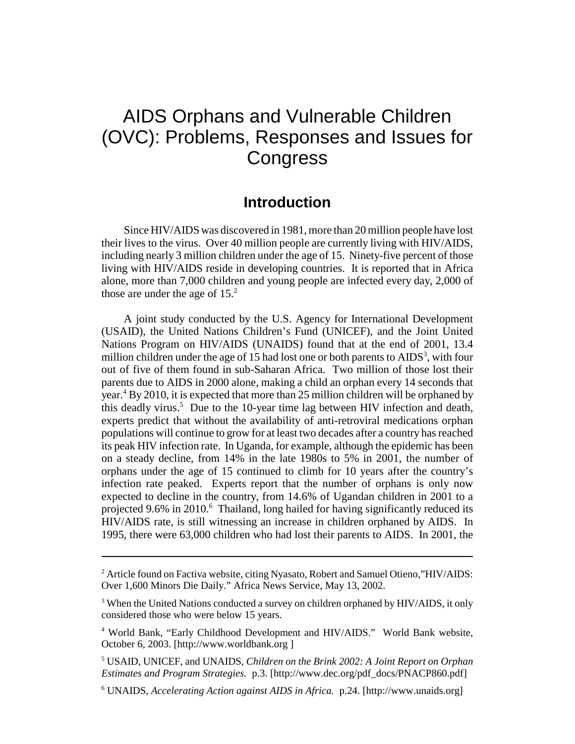# AIDS Orphans and Vulnerable Children (OVC): Problems, Responses and Issues for Congress

## Introduction

Since HIV/AIDS was discovered in 1981, more than 20 million people have lost their lives to the virus. Over 40 million people are currently living with HIV/AIDS, including nearly 3 million children under the age of 15. Ninety-five percent of those living with HIV/AIDS reside in developing countries. It is reported that in Africa alone, more than 7,000 children and young people are infected every day, 2,000 of those are under the age of 15.[2]

A joint study conducted by the U.S. Agency for International Development (USAID), the United Nations Children's Fund (UNICEF), and the Joint United Nations Program on HIV/AIDS (UNAIDS) found that at the end of 2001, 13.4 million children under the age of 15 had lost one or both parents to AIDS[3], with four out of five of them found in sub-Saharan Africa. Two million of those lost their parents due to AIDS in 2000 alone, making a child an orphan every 14 seconds that year.[4] By 2010, it is expected that more than 25 million children will be orphaned by this deadly virus.[5] Due to the 10-year time lag between HIV infection and death, experts predict that without the availability of anti-retroviral medications orphan populations will continue to grow for at least two decades after a country has reached its peak HIV infection rate. In Uganda, for example, although the epidemic has been on a steady decline, from 14% in the late 1980s to 5% in 2001, the number of orphans under the age of 15 continued to climb for 10 years after the country's infection rate peaked. Experts report that the number of orphans is only now expected to decline in the country, from 14.6% of Ugandan children in 2001 to a projected 9.6% in 2010.[6] Thailand, long hailed for having significantly reduced its HIV/AIDS rate, is still witnessing an increase in children orphaned by AIDS. In 1995, there were 63,000 children who had lost their parents to AIDS. In 2001, the

---

[2] Article found on Factiva website, citing Nyasato, Robert and Samuel Otieno,"HIV/AIDS: Over 1,600 Minors Die Daily." Africa News Service, May 13, 2002.

[3] When the United Nations conducted a survey on children orphaned by HIV/AIDS, it only considered those who were below 15 years.

[4] World Bank, "Early Childhood Development and HIV/AIDS." World Bank website, October 6, 2003. [http://www.worldbank.org ]

[5] USAID, UNICEF, and UNAIDS, *Children on the Brink 2002: A Joint Report on Orphan Estimates and Program Strategies.* p.3. [http://www.dec.org/pdf_docs/PNACP860.pdf]

[6] UNAIDS, *Accelerating Action against AIDS in Africa.* p.24. [http://www.unaids.org]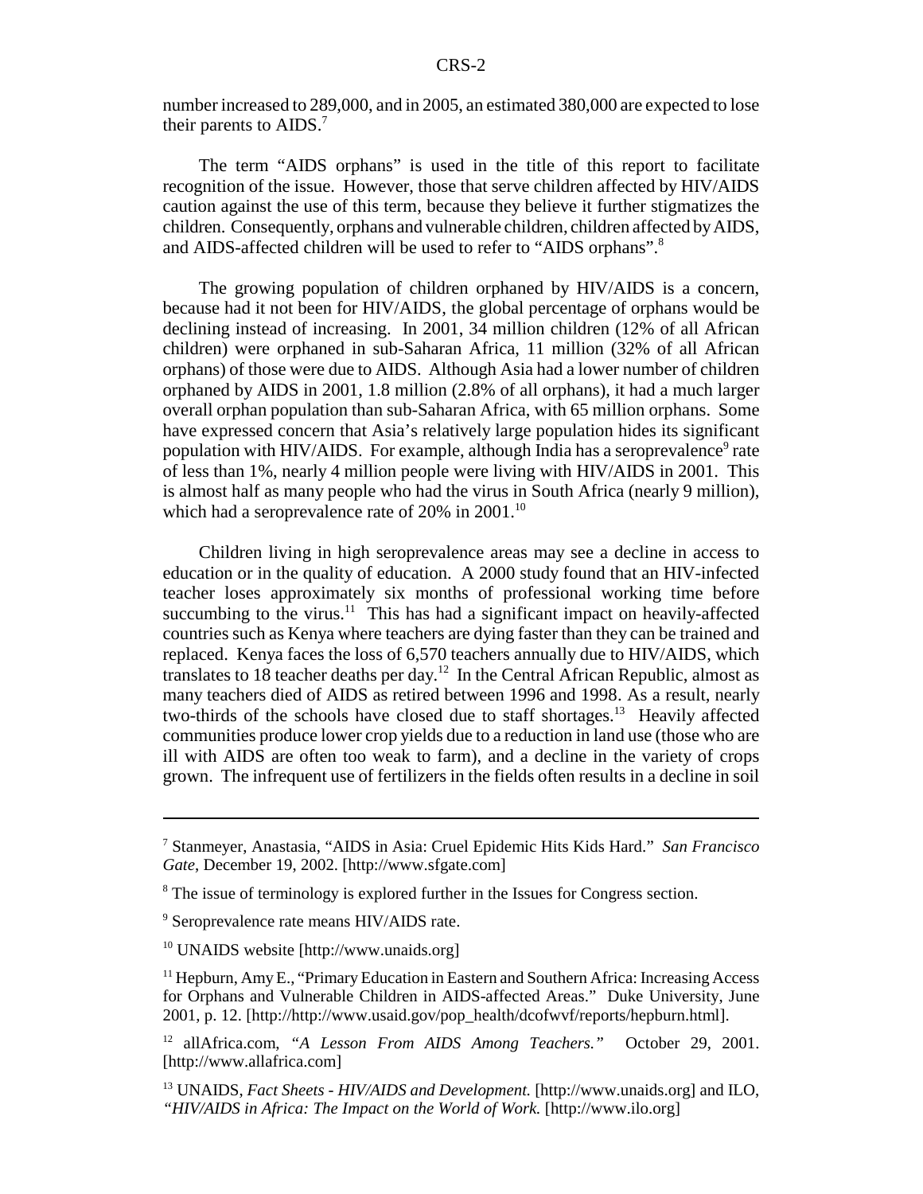number increased to 289,000, and in 2005, an estimated 380,000 are expected to lose their parents to AIDS.[7]

The term "AIDS orphans" is used in the title of this report to facilitate recognition of the issue. However, those that serve children affected by HIV/AIDS caution against the use of this term, because they believe it further stigmatizes the children. Consequently, orphans and vulnerable children, children affected by AIDS, and AIDS-affected children will be used to refer to "AIDS orphans".[8]

The growing population of children orphaned by HIV/AIDS is a concern, because had it not been for HIV/AIDS, the global percentage of orphans would be declining instead of increasing. In 2001, 34 million children (12% of all African children) were orphaned in sub-Saharan Africa, 11 million (32% of all African orphans) of those were due to AIDS. Although Asia had a lower number of children orphaned by AIDS in 2001, 1.8 million (2.8% of all orphans), it had a much larger overall orphan population than sub-Saharan Africa, with 65 million orphans. Some have expressed concern that Asia's relatively large population hides its significant population with HIV/AIDS. For example, although India has a seroprevalence[9] rate of less than 1%, nearly 4 million people were living with HIV/AIDS in 2001. This is almost half as many people who had the virus in South Africa (nearly 9 million), which had a seroprevalence rate of 20% in 2001.[10]

Children living in high seroprevalence areas may see a decline in access to education or in the quality of education. A 2000 study found that an HIV-infected teacher loses approximately six months of professional working time before succumbing to the virus.[11] This has had a significant impact on heavily-affected countries such as Kenya where teachers are dying faster than they can be trained and replaced. Kenya faces the loss of 6,570 teachers annually due to HIV/AIDS, which translates to 18 teacher deaths per day.[12] In the Central African Republic, almost as many teachers died of AIDS as retired between 1996 and 1998. As a result, nearly two-thirds of the schools have closed due to staff shortages.[13] Heavily affected communities produce lower crop yields due to a reduction in land use (those who are ill with AIDS are often too weak to farm), and a decline in the variety of crops grown. The infrequent use of fertilizers in the fields often results in a decline in soil

---

[7] Stanmeyer, Anastasia, "AIDS in Asia: Cruel Epidemic Hits Kids Hard." *San Francisco Gate*, December 19, 2002. [http://www.sfgate.com]

[8] The issue of terminology is explored further in the Issues for Congress section.

[9] Seroprevalence rate means HIV/AIDS rate.

[10] UNAIDS website [http://www.unaids.org]

[11] Hepburn, Amy E., "Primary Education in Eastern and Southern Africa: Increasing Access for Orphans and Vulnerable Children in AIDS-affected Areas." Duke University, June 2001, p. 12. [http://http://www.usaid.gov/pop_health/dcofwvf/reports/hepburn.html].

[12] allAfrica.com, *"A Lesson From AIDS Among Teachers."* October 29, 2001. [http://www.allafrica.com]

[13] UNAIDS, *Fact Sheets - HIV/AIDS and Development.* [http://www.unaids.org] and ILO, *"HIV/AIDS in Africa: The Impact on the World of Work.* [http://www.ilo.org]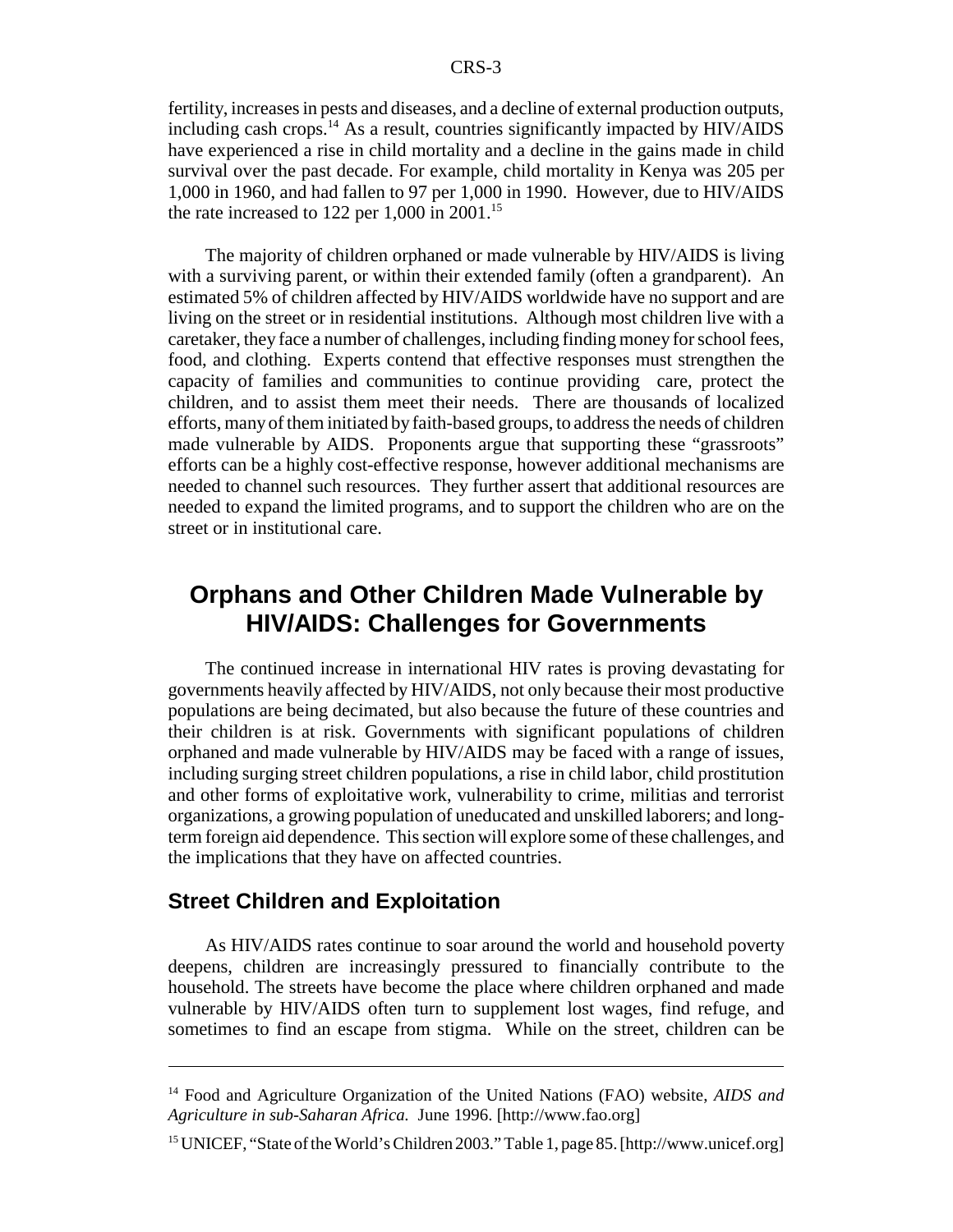fertility, increases in pests and diseases, and a decline of external production outputs, including cash crops.[14] As a result, countries significantly impacted by HIV/AIDS have experienced a rise in child mortality and a decline in the gains made in child survival over the past decade. For example, child mortality in Kenya was 205 per 1,000 in 1960, and had fallen to 97 per 1,000 in 1990. However, due to HIV/AIDS the rate increased to 122 per 1,000 in 2001.[15]

The majority of children orphaned or made vulnerable by HIV/AIDS is living with a surviving parent, or within their extended family (often a grandparent). An estimated 5% of children affected by HIV/AIDS worldwide have no support and are living on the street or in residential institutions. Although most children live with a caretaker, they face a number of challenges, including finding money for school fees, food, and clothing. Experts contend that effective responses must strengthen the capacity of families and communities to continue providing care, protect the children, and to assist them meet their needs. There are thousands of localized efforts, many of them initiated by faith-based groups, to address the needs of children made vulnerable by AIDS. Proponents argue that supporting these "grassroots" efforts can be a highly cost-effective response, however additional mechanisms are needed to channel such resources. They further assert that additional resources are needed to expand the limited programs, and to support the children who are on the street or in institutional care.

## Orphans and Other Children Made Vulnerable by HIV/AIDS: Challenges for Governments

The continued increase in international HIV rates is proving devastating for governments heavily affected by HIV/AIDS, not only because their most productive populations are being decimated, but also because the future of these countries and their children is at risk. Governments with significant populations of children orphaned and made vulnerable by HIV/AIDS may be faced with a range of issues, including surging street children populations, a rise in child labor, child prostitution and other forms of exploitative work, vulnerability to crime, militias and terrorist organizations, a growing population of uneducated and unskilled laborers; and long-term foreign aid dependence. This section will explore some of these challenges, and the implications that they have on affected countries.

### Street Children and Exploitation

As HIV/AIDS rates continue to soar around the world and household poverty deepens, children are increasingly pressured to financially contribute to the household. The streets have become the place where children orphaned and made vulnerable by HIV/AIDS often turn to supplement lost wages, find refuge, and sometimes to find an escape from stigma. While on the street, children can be

---

[14] Food and Agriculture Organization of the United Nations (FAO) website, *AIDS and Agriculture in sub-Saharan Africa.* June 1996. [http://www.fao.org]

[15] UNICEF, "State of the World's Children 2003." Table 1, page 85. [http://www.unicef.org]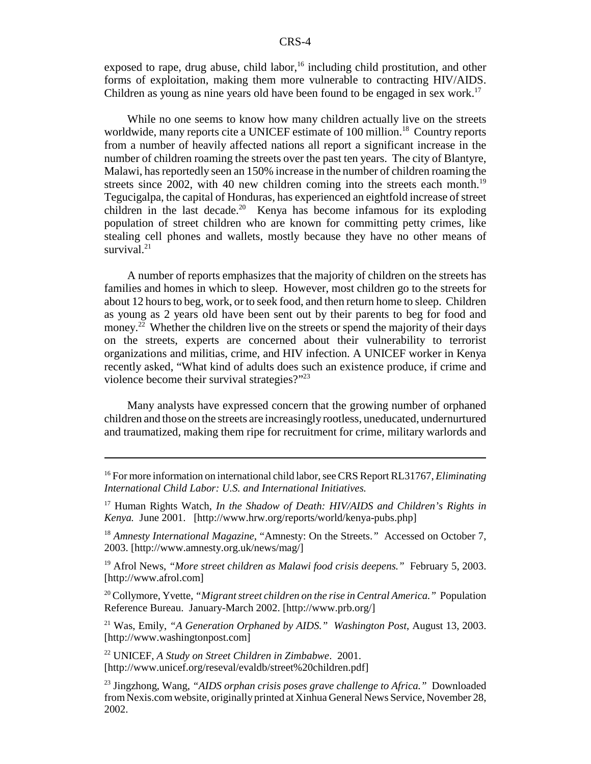exposed to rape, drug abuse, child labor,[16] including child prostitution, and other forms of exploitation, making them more vulnerable to contracting HIV/AIDS. Children as young as nine years old have been found to be engaged in sex work.[17]

While no one seems to know how many children actually live on the streets worldwide, many reports cite a UNICEF estimate of 100 million.[18] Country reports from a number of heavily affected nations all report a significant increase in the number of children roaming the streets over the past ten years. The city of Blantyre, Malawi, has reportedly seen an 150% increase in the number of children roaming the streets since 2002, with 40 new children coming into the streets each month.[19] Tegucigalpa, the capital of Honduras, has experienced an eightfold increase of street children in the last decade.[20] Kenya has become infamous for its exploding population of street children who are known for committing petty crimes, like stealing cell phones and wallets, mostly because they have no other means of survival.[21]

A number of reports emphasizes that the majority of children on the streets has families and homes in which to sleep. However, most children go to the streets for about 12 hours to beg, work, or to seek food, and then return home to sleep. Children as young as 2 years old have been sent out by their parents to beg for food and money.[22] Whether the children live on the streets or spend the majority of their days on the streets, experts are concerned about their vulnerability to terrorist organizations and militias, crime, and HIV infection. A UNICEF worker in Kenya recently asked, "What kind of adults does such an existence produce, if crime and violence become their survival strategies?"[23]

Many analysts have expressed concern that the growing number of orphaned children and those on the streets are increasingly rootless, uneducated, undernurtured and traumatized, making them ripe for recruitment for crime, military warlords and

---

[16] For more information on international child labor, see CRS Report RL31767, *Eliminating International Child Labor: U.S. and International Initiatives.*

[17] Human Rights Watch, *In the Shadow of Death: HIV/AIDS and Children's Rights in Kenya.* June 2001. [http://www.hrw.org/reports/world/kenya-pubs.php]

[18] *Amnesty International Magazine*, "Amnesty: On the Streets." Accessed on October 7, 2003. [http://www.amnesty.org.uk/news/mag/]

[19] Afrol News, *"More street children as Malawi food crisis deepens."* February 5, 2003. [http://www.afrol.com]

[20] Collymore, Yvette, *"Migrant street children on the rise in Central America."* Population Reference Bureau. January-March 2002. [http://www.prb.org/]

[21] Was, Emily, *"A Generation Orphaned by AIDS." Washington Post*, August 13, 2003. [http://www.washingtonpost.com]

[22] UNICEF, *A Study on Street Children in Zimbabwe*. 2001. [http://www.unicef.org/reseval/evaldb/street%20children.pdf]

[23] Jingzhong, Wang, *"AIDS orphan crisis poses grave challenge to Africa."* Downloaded from Nexis.com website, originally printed at Xinhua General News Service, November 28, 2002.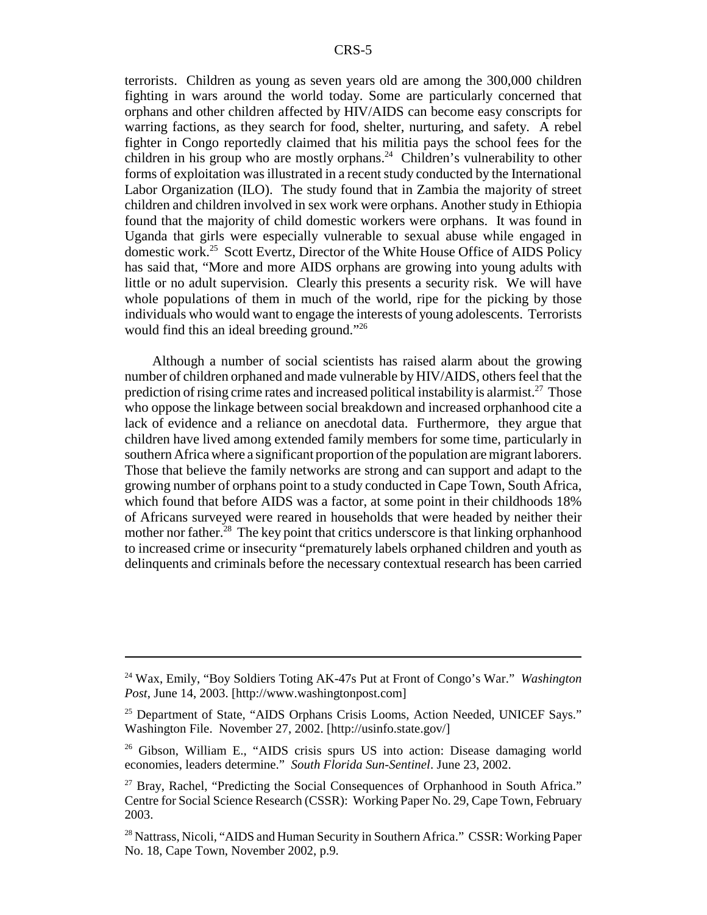terrorists. Children as young as seven years old are among the 300,000 children fighting in wars around the world today. Some are particularly concerned that orphans and other children affected by HIV/AIDS can become easy conscripts for warring factions, as they search for food, shelter, nurturing, and safety. A rebel fighter in Congo reportedly claimed that his militia pays the school fees for the children in his group who are mostly orphans.[24] Children's vulnerability to other forms of exploitation was illustrated in a recent study conducted by the International Labor Organization (ILO). The study found that in Zambia the majority of street children and children involved in sex work were orphans. Another study in Ethiopia found that the majority of child domestic workers were orphans. It was found in Uganda that girls were especially vulnerable to sexual abuse while engaged in domestic work.[25] Scott Evertz, Director of the White House Office of AIDS Policy has said that, "More and more AIDS orphans are growing into young adults with little or no adult supervision. Clearly this presents a security risk. We will have whole populations of them in much of the world, ripe for the picking by those individuals who would want to engage the interests of young adolescents. Terrorists would find this an ideal breeding ground."[26]

Although a number of social scientists has raised alarm about the growing number of children orphaned and made vulnerable by HIV/AIDS, others feel that the prediction of rising crime rates and increased political instability is alarmist.[27] Those who oppose the linkage between social breakdown and increased orphanhood cite a lack of evidence and a reliance on anecdotal data. Furthermore, they argue that children have lived among extended family members for some time, particularly in southern Africa where a significant proportion of the population are migrant laborers. Those that believe the family networks are strong and can support and adapt to the growing number of orphans point to a study conducted in Cape Town, South Africa, which found that before AIDS was a factor, at some point in their childhoods 18% of Africans surveyed were reared in households that were headed by neither their mother nor father.[28] The key point that critics underscore is that linking orphanhood to increased crime or insecurity "prematurely labels orphaned children and youth as delinquents and criminals before the necessary contextual research has been carried

---

[24] Wax, Emily, "Boy Soldiers Toting AK-47s Put at Front of Congo's War." *Washington Post*, June 14, 2003. [http://www.washingtonpost.com]

[25] Department of State, "AIDS Orphans Crisis Looms, Action Needed, UNICEF Says." Washington File. November 27, 2002. [http://usinfo.state.gov/]

[26] Gibson, William E., "AIDS crisis spurs US into action: Disease damaging world economies, leaders determine." *South Florida Sun-Sentinel*. June 23, 2002.

[27] Bray, Rachel, "Predicting the Social Consequences of Orphanhood in South Africa." Centre for Social Science Research (CSSR): Working Paper No. 29, Cape Town, February 2003.

[28] Nattrass, Nicoli, "AIDS and Human Security in Southern Africa." CSSR: Working Paper No. 18, Cape Town, November 2002, p.9.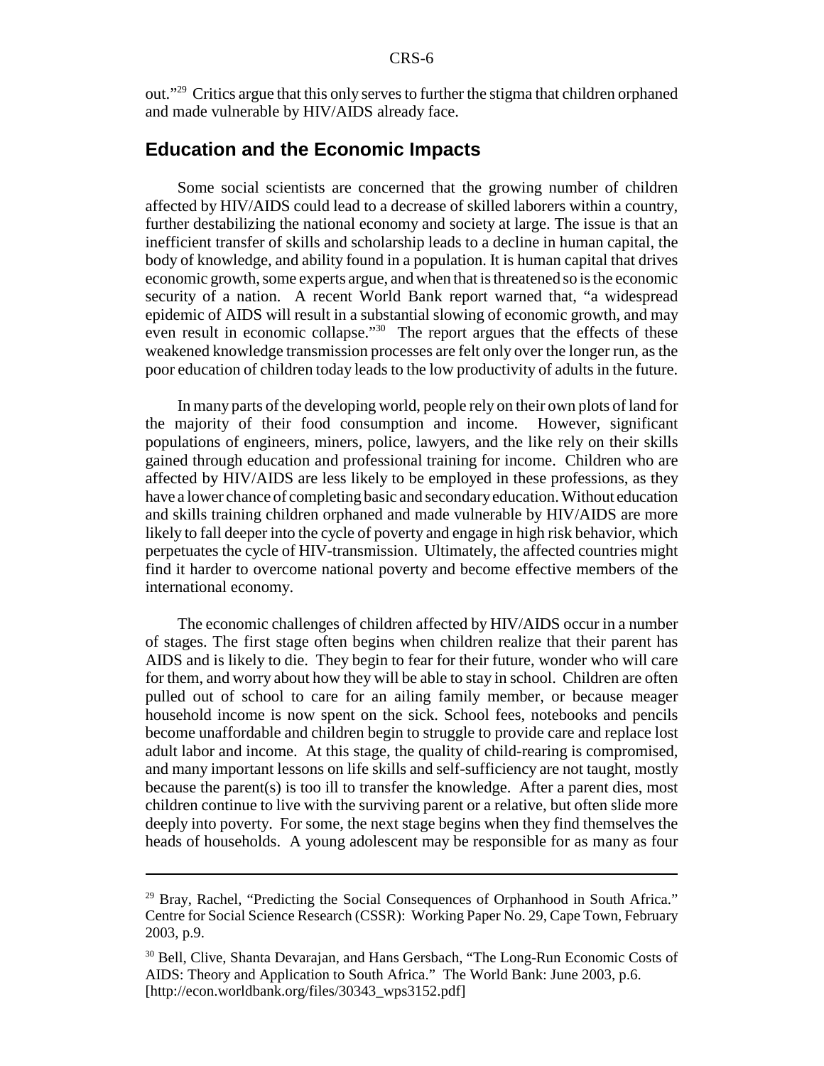out."[29] Critics argue that this only serves to further the stigma that children orphaned and made vulnerable by HIV/AIDS already face.

## Education and the Economic Impacts

Some social scientists are concerned that the growing number of children affected by HIV/AIDS could lead to a decrease of skilled laborers within a country, further destabilizing the national economy and society at large. The issue is that an inefficient transfer of skills and scholarship leads to a decline in human capital, the body of knowledge, and ability found in a population. It is human capital that drives economic growth, some experts argue, and when that is threatened so is the economic security of a nation. A recent World Bank report warned that, "a widespread epidemic of AIDS will result in a substantial slowing of economic growth, and may even result in economic collapse."[30] The report argues that the effects of these weakened knowledge transmission processes are felt only over the longer run, as the poor education of children today leads to the low productivity of adults in the future.

In many parts of the developing world, people rely on their own plots of land for the majority of their food consumption and income. However, significant populations of engineers, miners, police, lawyers, and the like rely on their skills gained through education and professional training for income. Children who are affected by HIV/AIDS are less likely to be employed in these professions, as they have a lower chance of completing basic and secondary education. Without education and skills training children orphaned and made vulnerable by HIV/AIDS are more likely to fall deeper into the cycle of poverty and engage in high risk behavior, which perpetuates the cycle of HIV-transmission. Ultimately, the affected countries might find it harder to overcome national poverty and become effective members of the international economy.

The economic challenges of children affected by HIV/AIDS occur in a number of stages. The first stage often begins when children realize that their parent has AIDS and is likely to die. They begin to fear for their future, wonder who will care for them, and worry about how they will be able to stay in school. Children are often pulled out of school to care for an ailing family member, or because meager household income is now spent on the sick. School fees, notebooks and pencils become unaffordable and children begin to struggle to provide care and replace lost adult labor and income. At this stage, the quality of child-rearing is compromised, and many important lessons on life skills and self-sufficiency are not taught, mostly because the parent(s) is too ill to transfer the knowledge. After a parent dies, most children continue to live with the surviving parent or a relative, but often slide more deeply into poverty. For some, the next stage begins when they find themselves the heads of households. A young adolescent may be responsible for as many as four

---

[29] Bray, Rachel, "Predicting the Social Consequences of Orphanhood in South Africa." Centre for Social Science Research (CSSR): Working Paper No. 29, Cape Town, February 2003, p.9.

[30] Bell, Clive, Shanta Devarajan, and Hans Gersbach, "The Long-Run Economic Costs of AIDS: Theory and Application to South Africa." The World Bank: June 2003, p.6. [http://econ.worldbank.org/files/30343_wps3152.pdf]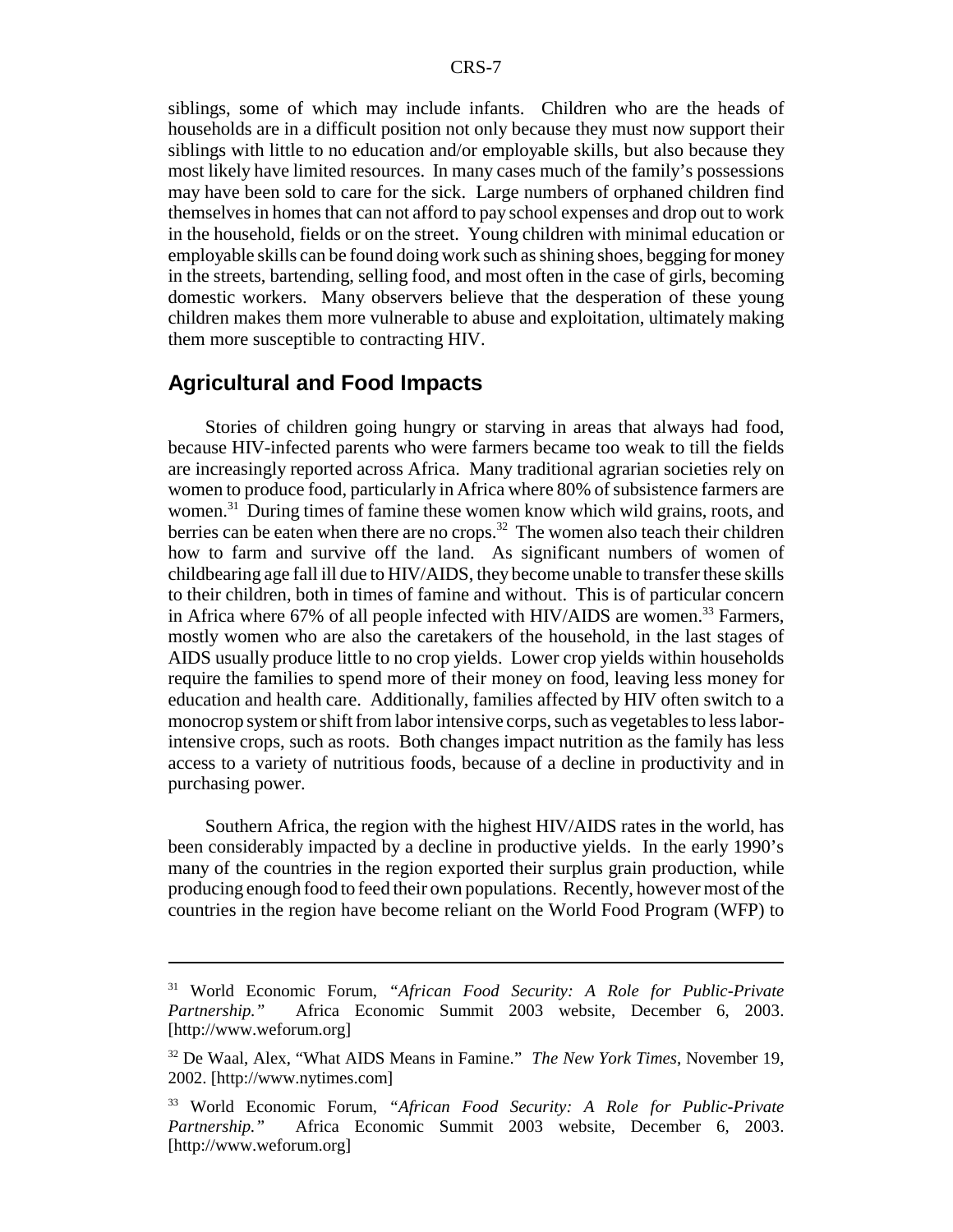siblings, some of which may include infants. Children who are the heads of households are in a difficult position not only because they must now support their siblings with little to no education and/or employable skills, but also because they most likely have limited resources. In many cases much of the family's possessions may have been sold to care for the sick. Large numbers of orphaned children find themselves in homes that can not afford to pay school expenses and drop out to work in the household, fields or on the street. Young children with minimal education or employable skills can be found doing work such as shining shoes, begging for money in the streets, bartending, selling food, and most often in the case of girls, becoming domestic workers. Many observers believe that the desperation of these young children makes them more vulnerable to abuse and exploitation, ultimately making them more susceptible to contracting HIV.

## Agricultural and Food Impacts

Stories of children going hungry or starving in areas that always had food, because HIV-infected parents who were farmers became too weak to till the fields are increasingly reported across Africa. Many traditional agrarian societies rely on women to produce food, particularly in Africa where 80% of subsistence farmers are women.[31] During times of famine these women know which wild grains, roots, and berries can be eaten when there are no crops.[32] The women also teach their children how to farm and survive off the land. As significant numbers of women of childbearing age fall ill due to HIV/AIDS, they become unable to transfer these skills to their children, both in times of famine and without. This is of particular concern in Africa where 67% of all people infected with HIV/AIDS are women.[33] Farmers, mostly women who are also the caretakers of the household, in the last stages of AIDS usually produce little to no crop yields. Lower crop yields within households require the families to spend more of their money on food, leaving less money for education and health care. Additionally, families affected by HIV often switch to a monocrop system or shift from labor intensive corps, such as vegetables to less labor-intensive crops, such as roots. Both changes impact nutrition as the family has less access to a variety of nutritious foods, because of a decline in productivity and in purchasing power.

Southern Africa, the region with the highest HIV/AIDS rates in the world, has been considerably impacted by a decline in productive yields. In the early 1990's many of the countries in the region exported their surplus grain production, while producing enough food to feed their own populations. Recently, however most of the countries in the region have become reliant on the World Food Program (WFP) to

---

[31] World Economic Forum, "*African Food Security: A Role for Public-Private Partnership.*" Africa Economic Summit 2003 website, December 6, 2003. [http://www.weforum.org]

[32] De Waal, Alex, "What AIDS Means in Famine." *The New York Times*, November 19, 2002. [http://www.nytimes.com]

[33] World Economic Forum, "*African Food Security: A Role for Public-Private Partnership.*" Africa Economic Summit 2003 website, December 6, 2003. [http://www.weforum.org]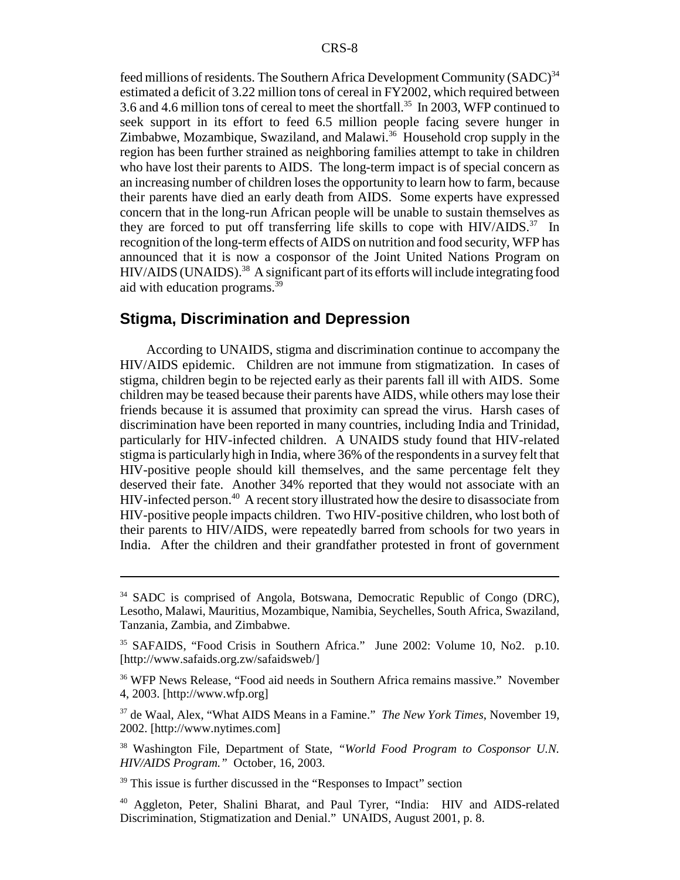feed millions of residents. The Southern Africa Development Community (SADC)[34] estimated a deficit of 3.22 million tons of cereal in FY2002, which required between 3.6 and 4.6 million tons of cereal to meet the shortfall.[35] In 2003, WFP continued to seek support in its effort to feed 6.5 million people facing severe hunger in Zimbabwe, Mozambique, Swaziland, and Malawi.[36] Household crop supply in the region has been further strained as neighboring families attempt to take in children who have lost their parents to AIDS. The long-term impact is of special concern as an increasing number of children loses the opportunity to learn how to farm, because their parents have died an early death from AIDS. Some experts have expressed concern that in the long-run African people will be unable to sustain themselves as they are forced to put off transferring life skills to cope with HIV/AIDS.[37] In recognition of the long-term effects of AIDS on nutrition and food security, WFP has announced that it is now a cosponsor of the Joint United Nations Program on HIV/AIDS (UNAIDS).[38] A significant part of its efforts will include integrating food aid with education programs.[39]

## Stigma, Discrimination and Depression

According to UNAIDS, stigma and discrimination continue to accompany the HIV/AIDS epidemic. Children are not immune from stigmatization. In cases of stigma, children begin to be rejected early as their parents fall ill with AIDS. Some children may be teased because their parents have AIDS, while others may lose their friends because it is assumed that proximity can spread the virus. Harsh cases of discrimination have been reported in many countries, including India and Trinidad, particularly for HIV-infected children. A UNAIDS study found that HIV-related stigma is particularly high in India, where 36% of the respondents in a survey felt that HIV-positive people should kill themselves, and the same percentage felt they deserved their fate. Another 34% reported that they would not associate with an HIV-infected person.[40] A recent story illustrated how the desire to disassociate from HIV-positive people impacts children. Two HIV-positive children, who lost both of their parents to HIV/AIDS, were repeatedly barred from schools for two years in India. After the children and their grandfather protested in front of government

---

[34] SADC is comprised of Angola, Botswana, Democratic Republic of Congo (DRC), Lesotho, Malawi, Mauritius, Mozambique, Namibia, Seychelles, South Africa, Swaziland, Tanzania, Zambia, and Zimbabwe.

[35] SAFAIDS, "Food Crisis in Southern Africa." June 2002: Volume 10, No2. p.10. [http://www.safaids.org.zw/safaidsweb/]

[36] WFP News Release, "Food aid needs in Southern Africa remains massive." November 4, 2003. [http://www.wfp.org]

[37] de Waal, Alex, "What AIDS Means in a Famine." *The New York Times*, November 19, 2002. [http://www.nytimes.com]

[38] Washington File, Department of State, *"World Food Program to Cosponsor U.N. HIV/AIDS Program."* October, 16, 2003.

[39] This issue is further discussed in the "Responses to Impact" section

[40] Aggleton, Peter, Shalini Bharat, and Paul Tyrer, "India: HIV and AIDS-related Discrimination, Stigmatization and Denial." UNAIDS, August 2001, p. 8.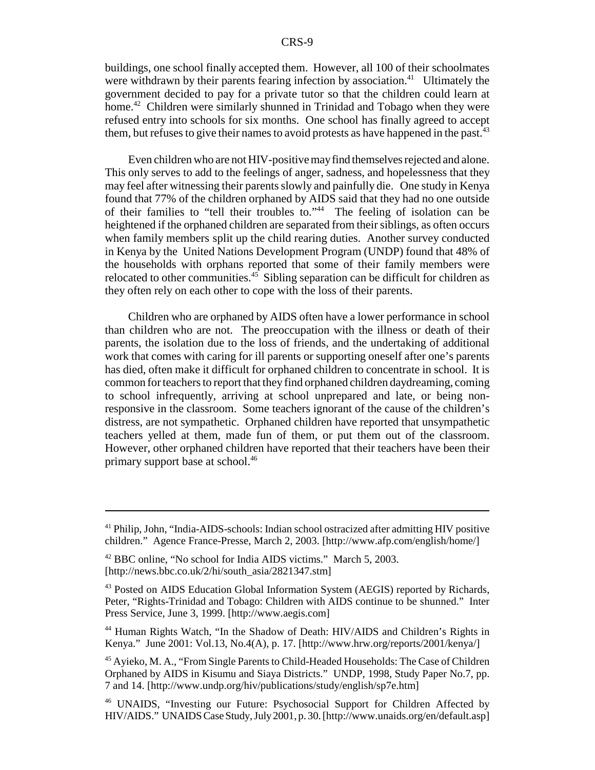buildings, one school finally accepted them. However, all 100 of their schoolmates were withdrawn by their parents fearing infection by association.[41] Ultimately the government decided to pay for a private tutor so that the children could learn at home.[42] Children were similarly shunned in Trinidad and Tobago when they were refused entry into schools for six months. One school has finally agreed to accept them, but refuses to give their names to avoid protests as have happened in the past.[43]

Even children who are not HIV-positive may find themselves rejected and alone. This only serves to add to the feelings of anger, sadness, and hopelessness that they may feel after witnessing their parents slowly and painfully die. One study in Kenya found that 77% of the children orphaned by AIDS said that they had no one outside of their families to "tell their troubles to."[44] The feeling of isolation can be heightened if the orphaned children are separated from their siblings, as often occurs when family members split up the child rearing duties. Another survey conducted in Kenya by the United Nations Development Program (UNDP) found that 48% of the households with orphans reported that some of their family members were relocated to other communities.[45] Sibling separation can be difficult for children as they often rely on each other to cope with the loss of their parents.

Children who are orphaned by AIDS often have a lower performance in school than children who are not. The preoccupation with the illness or death of their parents, the isolation due to the loss of friends, and the undertaking of additional work that comes with caring for ill parents or supporting oneself after one's parents has died, often make it difficult for orphaned children to concentrate in school. It is common for teachers to report that they find orphaned children daydreaming, coming to school infrequently, arriving at school unprepared and late, or being non-responsive in the classroom. Some teachers ignorant of the cause of the children's distress, are not sympathetic. Orphaned children have reported that unsympathetic teachers yelled at them, made fun of them, or put them out of the classroom. However, other orphaned children have reported that their teachers have been their primary support base at school.[46]

---

[41] Philip, John, "India-AIDS-schools: Indian school ostracized after admitting HIV positive children." Agence France-Presse, March 2, 2003. [http://www.afp.com/english/home/]

[42] BBC online, "No school for India AIDS victims." March 5, 2003. [http://news.bbc.co.uk/2/hi/south_asia/2821347.stm]

[43] Posted on AIDS Education Global Information System (AEGIS) reported by Richards, Peter, "Rights-Trinidad and Tobago: Children with AIDS continue to be shunned." Inter Press Service, June 3, 1999. [http://www.aegis.com]

[44] Human Rights Watch, "In the Shadow of Death: HIV/AIDS and Children's Rights in Kenya." June 2001: Vol.13, No.4(A), p. 17. [http://www.hrw.org/reports/2001/kenya/]

[45] Ayieko, M. A., "From Single Parents to Child-Headed Households: The Case of Children Orphaned by AIDS in Kisumu and Siaya Districts." UNDP, 1998, Study Paper No.7, pp. 7 and 14. [http://www.undp.org/hiv/publications/study/english/sp7e.htm]

[46] UNAIDS, "Investing our Future: Psychosocial Support for Children Affected by HIV/AIDS." UNAIDS Case Study, July 2001, p. 30. [http://www.unaids.org/en/default.asp]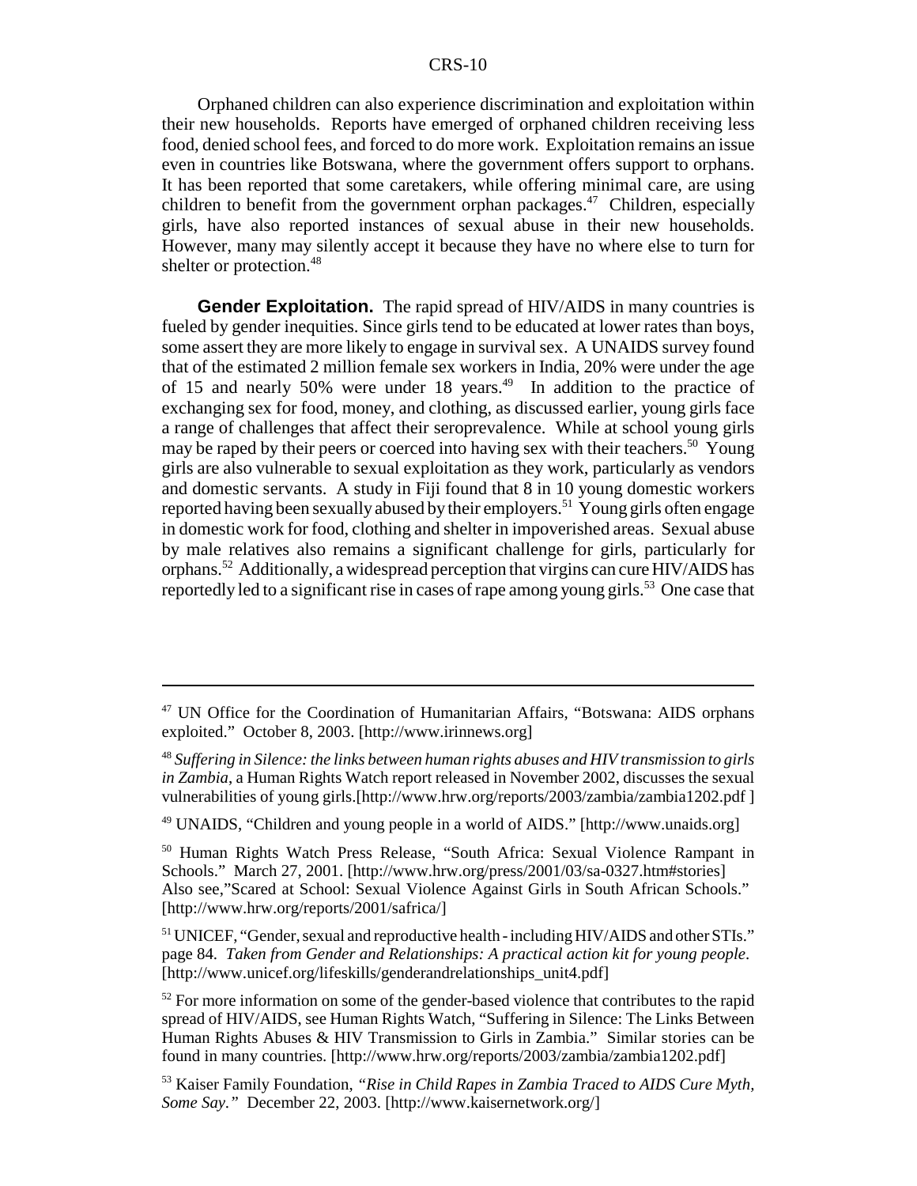Orphaned children can also experience discrimination and exploitation within their new households. Reports have emerged of orphaned children receiving less food, denied school fees, and forced to do more work. Exploitation remains an issue even in countries like Botswana, where the government offers support to orphans. It has been reported that some caretakers, while offering minimal care, are using children to benefit from the government orphan packages.[47] Children, especially girls, have also reported instances of sexual abuse in their new households. However, many may silently accept it because they have no where else to turn for shelter or protection.[48]

**Gender Exploitation.** The rapid spread of HIV/AIDS in many countries is fueled by gender inequities. Since girls tend to be educated at lower rates than boys, some assert they are more likely to engage in survival sex. A UNAIDS survey found that of the estimated 2 million female sex workers in India, 20% were under the age of 15 and nearly 50% were under 18 years.[49] In addition to the practice of exchanging sex for food, money, and clothing, as discussed earlier, young girls face a range of challenges that affect their seroprevalence. While at school young girls may be raped by their peers or coerced into having sex with their teachers.[50] Young girls are also vulnerable to sexual exploitation as they work, particularly as vendors and domestic servants. A study in Fiji found that 8 in 10 young domestic workers reported having been sexually abused by their employers.[51] Young girls often engage in domestic work for food, clothing and shelter in impoverished areas. Sexual abuse by male relatives also remains a significant challenge for girls, particularly for orphans.[52] Additionally, a widespread perception that virgins can cure HIV/AIDS has reportedly led to a significant rise in cases of rape among young girls.[53] One case that

---

[47] UN Office for the Coordination of Humanitarian Affairs, "Botswana: AIDS orphans exploited." October 8, 2003. [http://www.irinnews.org]

[48] *Suffering in Silence: the links between human rights abuses and HIV transmission to girls in Zambia*, a Human Rights Watch report released in November 2002, discusses the sexual vulnerabilities of young girls.[http://www.hrw.org/reports/2003/zambia/zambia1202.pdf ]

[49] UNAIDS, "Children and young people in a world of AIDS." [http://www.unaids.org]

[50] Human Rights Watch Press Release, "South Africa: Sexual Violence Rampant in Schools." March 27, 2001. [http://www.hrw.org/press/2001/03/sa-0327.htm#stories] Also see,"Scared at School: Sexual Violence Against Girls in South African Schools." [http://www.hrw.org/reports/2001/safrica/]

[51] UNICEF, "Gender, sexual and reproductive health - including HIV/AIDS and other STIs." page 84. *Taken from Gender and Relationships: A practical action kit for young people*. [http://www.unicef.org/lifeskills/genderandrelationships_unit4.pdf]

[52] For more information on some of the gender-based violence that contributes to the rapid spread of HIV/AIDS, see Human Rights Watch, "Suffering in Silence: The Links Between Human Rights Abuses & HIV Transmission to Girls in Zambia." Similar stories can be found in many countries. [http://www.hrw.org/reports/2003/zambia/zambia1202.pdf]

[53] Kaiser Family Foundation, *"Rise in Child Rapes in Zambia Traced to AIDS Cure Myth, Some Say."* December 22, 2003. [http://www.kaisernetwork.org/]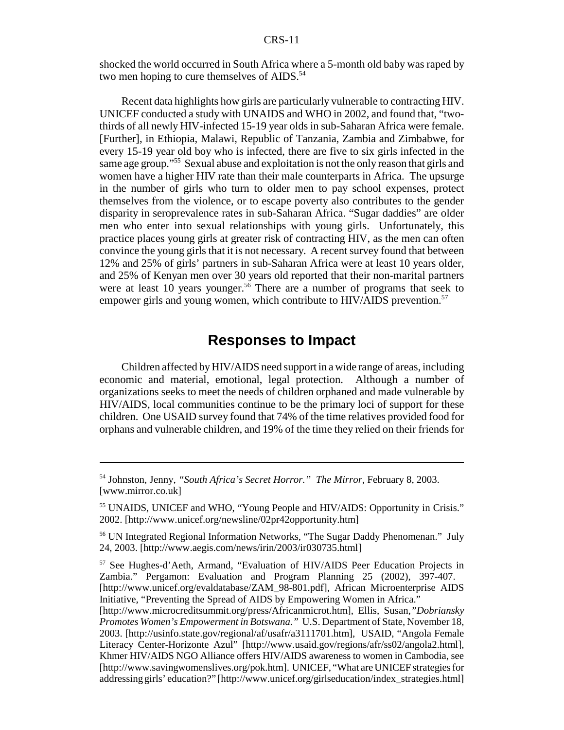shocked the world occurred in South Africa where a 5-month old baby was raped by two men hoping to cure themselves of AIDS.[54]

Recent data highlights how girls are particularly vulnerable to contracting HIV. UNICEF conducted a study with UNAIDS and WHO in 2002, and found that, "two-thirds of all newly HIV-infected 15-19 year olds in sub-Saharan Africa were female. [Further], in Ethiopia, Malawi, Republic of Tanzania, Zambia and Zimbabwe, for every 15-19 year old boy who is infected, there are five to six girls infected in the same age group."[55] Sexual abuse and exploitation is not the only reason that girls and women have a higher HIV rate than their male counterparts in Africa. The upsurge in the number of girls who turn to older men to pay school expenses, protect themselves from the violence, or to escape poverty also contributes to the gender disparity in seroprevalence rates in sub-Saharan Africa. "Sugar daddies" are older men who enter into sexual relationships with young girls. Unfortunately, this practice places young girls at greater risk of contracting HIV, as the men can often convince the young girls that it is not necessary. A recent survey found that between 12% and 25% of girls' partners in sub-Saharan Africa were at least 10 years older, and 25% of Kenyan men over 30 years old reported that their non-marital partners were at least 10 years younger.[56] There are a number of programs that seek to empower girls and young women, which contribute to HIV/AIDS prevention.[57]

## Responses to Impact

Children affected by HIV/AIDS need support in a wide range of areas, including economic and material, emotional, legal protection. Although a number of organizations seeks to meet the needs of children orphaned and made vulnerable by HIV/AIDS, local communities continue to be the primary loci of support for these children. One USAID survey found that 74% of the time relatives provided food for orphans and vulnerable children, and 19% of the time they relied on their friends for

---

[54] Johnston, Jenny, *"South Africa's Secret Horror." The Mirror*, February 8, 2003. [www.mirror.co.uk]

[55] UNAIDS, UNICEF and WHO, "Young People and HIV/AIDS: Opportunity in Crisis." 2002. [http://www.unicef.org/newsline/02pr42opportunity.htm]

[56] UN Integrated Regional Information Networks, "The Sugar Daddy Phenomenan." July 24, 2003. [http://www.aegis.com/news/irin/2003/ir030735.html]

[57] See Hughes-d'Aeth, Armand, "Evaluation of HIV/AIDS Peer Education Projects in Zambia." Pergamon: Evaluation and Program Planning 25 (2002), 397-407. [http://www.unicef.org/evaldatabase/ZAM_98-801.pdf], African Microenterprise AIDS Initiative, "Preventing the Spread of AIDS by Empowering Women in Africa." [http://www.microcreditsummit.org/press/Africanmicrot.htm], Ellis, Susan, *"Dobriansky Promotes Women's Empowerment in Botswana."* U.S. Department of State, November 18, 2003. [http://usinfo.state.gov/regional/af/usafr/a3111701.htm], USAID, "Angola Female Literacy Center-Horizonte Azul" [http://www.usaid.gov/regions/afr/ss02/angola2.html], Khmer HIV/AIDS NGO Alliance offers HIV/AIDS awareness to women in Cambodia, see [http://www.savingwomenslives.org/pok.htm]. UNICEF, "What are UNICEF strategies for addressing girls' education?" [http://www.unicef.org/girlseducation/index_strategies.html]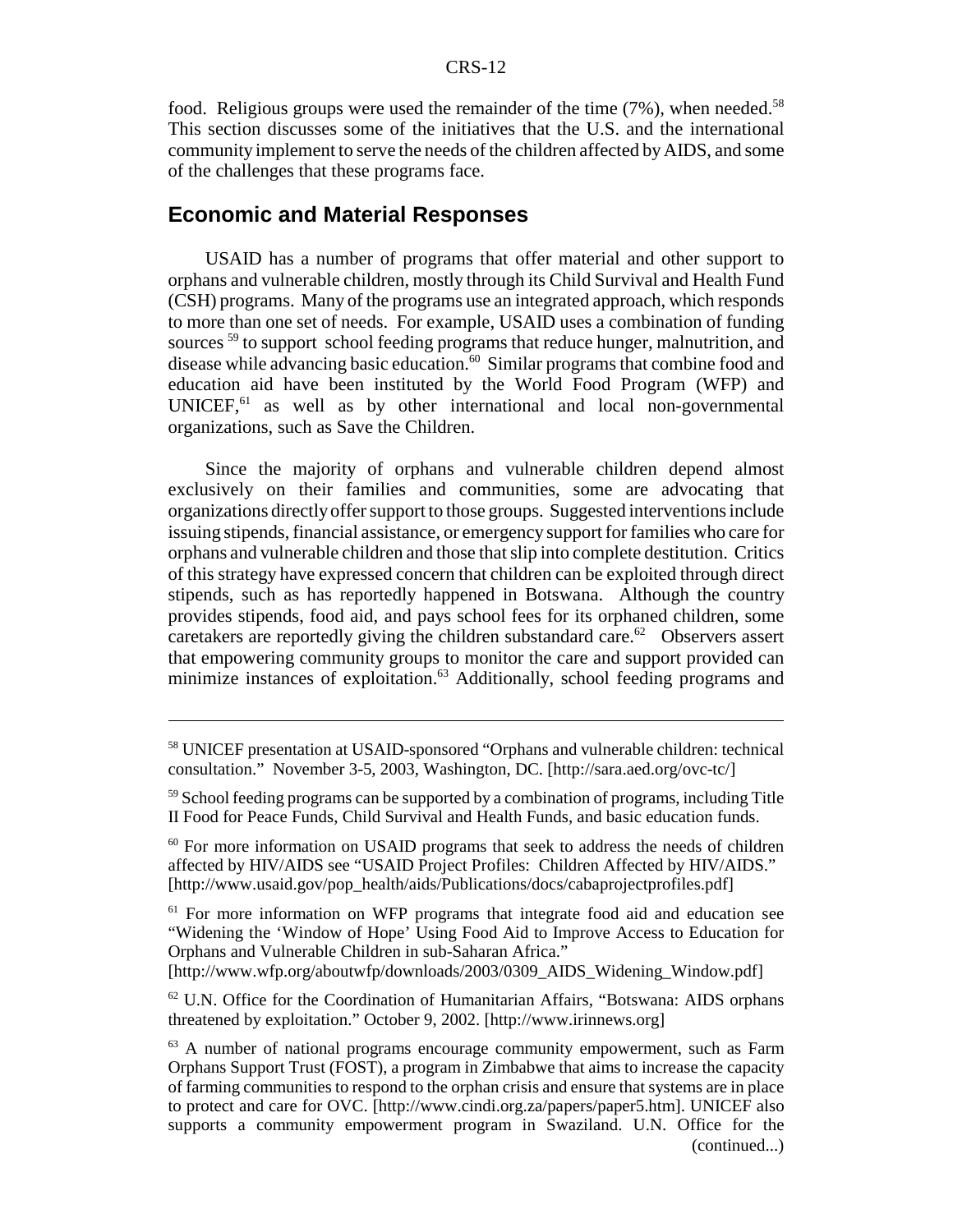food. Religious groups were used the remainder of the time (7%), when needed.[58] This section discusses some of the initiatives that the U.S. and the international community implement to serve the needs of the children affected by AIDS, and some of the challenges that these programs face.

## Economic and Material Responses

USAID has a number of programs that offer material and other support to orphans and vulnerable children, mostly through its Child Survival and Health Fund (CSH) programs. Many of the programs use an integrated approach, which responds to more than one set of needs. For example, USAID uses a combination of funding sources [59] to support school feeding programs that reduce hunger, malnutrition, and disease while advancing basic education.[60] Similar programs that combine food and education aid have been instituted by the World Food Program (WFP) and UNICEF,[61] as well as by other international and local non-governmental organizations, such as Save the Children.

Since the majority of orphans and vulnerable children depend almost exclusively on their families and communities, some are advocating that organizations directly offer support to those groups. Suggested interventions include issuing stipends, financial assistance, or emergency support for families who care for orphans and vulnerable children and those that slip into complete destitution. Critics of this strategy have expressed concern that children can be exploited through direct stipends, such as has reportedly happened in Botswana. Although the country provides stipends, food aid, and pays school fees for its orphaned children, some caretakers are reportedly giving the children substandard care.[62] Observers assert that empowering community groups to monitor the care and support provided can minimize instances of exploitation.[63] Additionally, school feeding programs and

---

[58] UNICEF presentation at USAID-sponsored "Orphans and vulnerable children: technical consultation." November 3-5, 2003, Washington, DC. [http://sara.aed.org/ovc-tc/]

[59] School feeding programs can be supported by a combination of programs, including Title II Food for Peace Funds, Child Survival and Health Funds, and basic education funds.

[60] For more information on USAID programs that seek to address the needs of children affected by HIV/AIDS see "USAID Project Profiles: Children Affected by HIV/AIDS." [http://www.usaid.gov/pop_health/aids/Publications/docs/cabaprojectprofiles.pdf]

[61] For more information on WFP programs that integrate food aid and education see "Widening the 'Window of Hope' Using Food Aid to Improve Access to Education for Orphans and Vulnerable Children in sub-Saharan Africa." [http://www.wfp.org/aboutwfp/downloads/2003/0309_AIDS_Widening_Window.pdf]

[62] U.N. Office for the Coordination of Humanitarian Affairs, "Botswana: AIDS orphans threatened by exploitation." October 9, 2002. [http://www.irinnews.org]

[63] A number of national programs encourage community empowerment, such as Farm Orphans Support Trust (FOST), a program in Zimbabwe that aims to increase the capacity of farming communities to respond to the orphan crisis and ensure that systems are in place to protect and care for OVC. [http://www.cindi.org.za/papers/paper5.htm]. UNICEF also supports a community empowerment program in Swaziland. U.N. Office for the (continued...)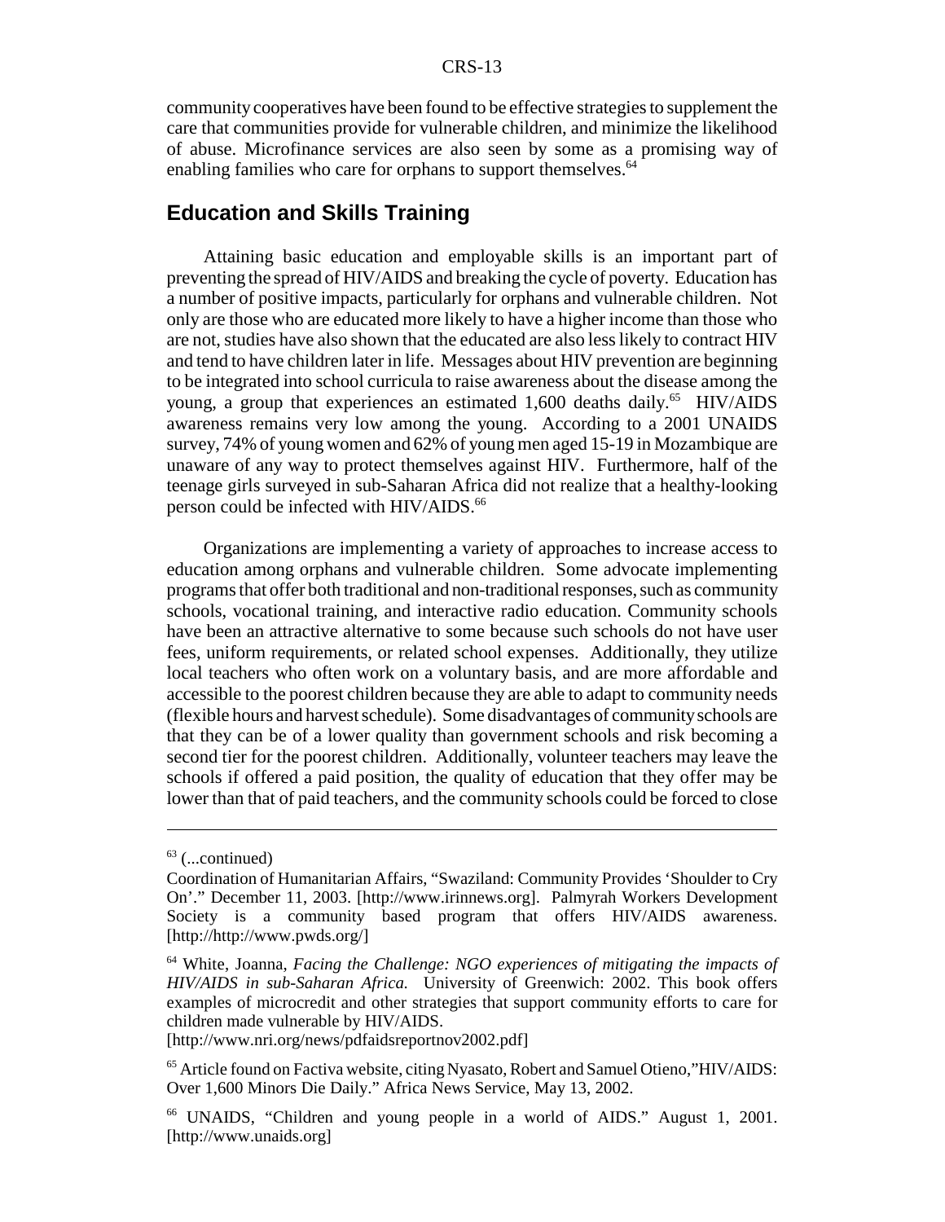community cooperatives have been found to be effective strategies to supplement the care that communities provide for vulnerable children, and minimize the likelihood of abuse. Microfinance services are also seen by some as a promising way of enabling families who care for orphans to support themselves.[64]

## Education and Skills Training

Attaining basic education and employable skills is an important part of preventing the spread of HIV/AIDS and breaking the cycle of poverty. Education has a number of positive impacts, particularly for orphans and vulnerable children. Not only are those who are educated more likely to have a higher income than those who are not, studies have also shown that the educated are also less likely to contract HIV and tend to have children later in life. Messages about HIV prevention are beginning to be integrated into school curricula to raise awareness about the disease among the young, a group that experiences an estimated 1,600 deaths daily.[65] HIV/AIDS awareness remains very low among the young. According to a 2001 UNAIDS survey, 74% of young women and 62% of young men aged 15-19 in Mozambique are unaware of any way to protect themselves against HIV. Furthermore, half of the teenage girls surveyed in sub-Saharan Africa did not realize that a healthy-looking person could be infected with HIV/AIDS.[66]

Organizations are implementing a variety of approaches to increase access to education among orphans and vulnerable children. Some advocate implementing programs that offer both traditional and non-traditional responses, such as community schools, vocational training, and interactive radio education. Community schools have been an attractive alternative to some because such schools do not have user fees, uniform requirements, or related school expenses. Additionally, they utilize local teachers who often work on a voluntary basis, and are more affordable and accessible to the poorest children because they are able to adapt to community needs (flexible hours and harvest schedule). Some disadvantages of community schools are that they can be of a lower quality than government schools and risk becoming a second tier for the poorest children. Additionally, volunteer teachers may leave the schools if offered a paid position, the quality of education that they offer may be lower than that of paid teachers, and the community schools could be forced to close

---

[63] (...continued)

Coordination of Humanitarian Affairs, "Swaziland: Community Provides 'Shoulder to Cry On'." December 11, 2003. [http://www.irinnews.org]. Palmyrah Workers Development Society is a community based program that offers HIV/AIDS awareness. [http://http://www.pwds.org/]

[64] White, Joanna, *Facing the Challenge: NGO experiences of mitigating the impacts of HIV/AIDS in sub-Saharan Africa.* University of Greenwich: 2002. This book offers examples of microcredit and other strategies that support community efforts to care for children made vulnerable by HIV/AIDS. [http://www.nri.org/news/pdfaidsreportnov2002.pdf]

[65] Article found on Factiva website, citing Nyasato, Robert and Samuel Otieno,"HIV/AIDS: Over 1,600 Minors Die Daily." Africa News Service, May 13, 2002.

[66] UNAIDS, "Children and young people in a world of AIDS." August 1, 2001. [http://www.unaids.org]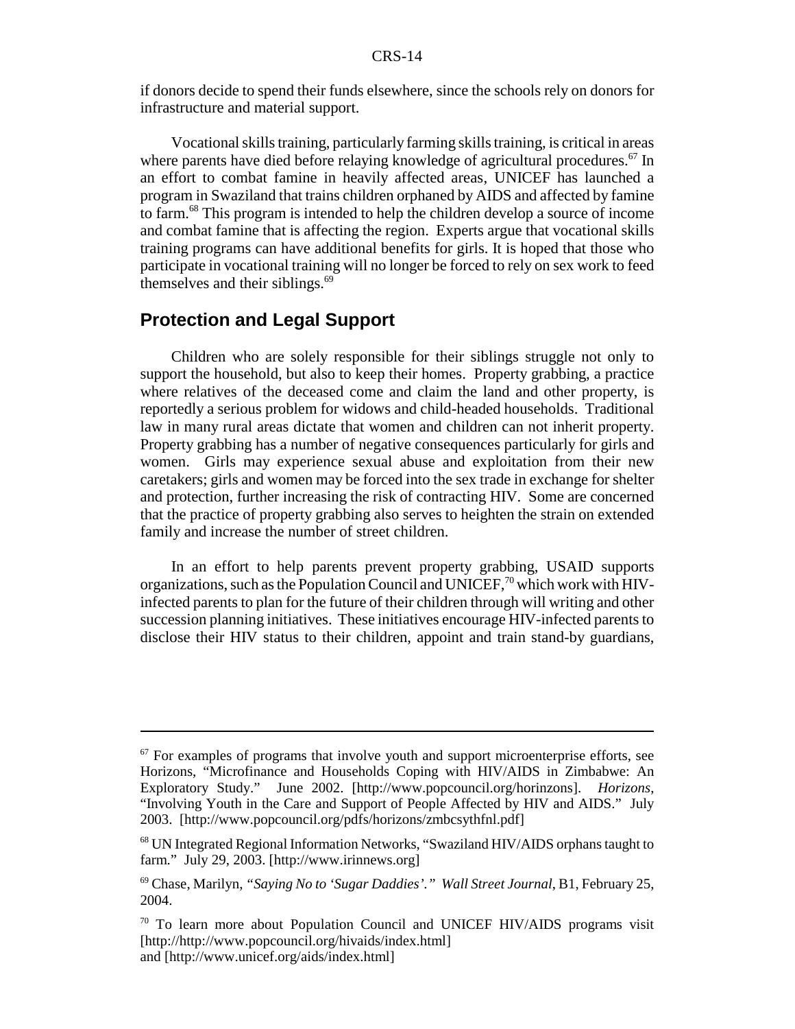if donors decide to spend their funds elsewhere, since the schools rely on donors for infrastructure and material support.

Vocational skills training, particularly farming skills training, is critical in areas where parents have died before relaying knowledge of agricultural procedures.[67] In an effort to combat famine in heavily affected areas, UNICEF has launched a program in Swaziland that trains children orphaned by AIDS and affected by famine to farm.[68] This program is intended to help the children develop a source of income and combat famine that is affecting the region. Experts argue that vocational skills training programs can have additional benefits for girls. It is hoped that those who participate in vocational training will no longer be forced to rely on sex work to feed themselves and their siblings.[69]

## Protection and Legal Support

Children who are solely responsible for their siblings struggle not only to support the household, but also to keep their homes. Property grabbing, a practice where relatives of the deceased come and claim the land and other property, is reportedly a serious problem for widows and child-headed households. Traditional law in many rural areas dictate that women and children can not inherit property. Property grabbing has a number of negative consequences particularly for girls and women. Girls may experience sexual abuse and exploitation from their new caretakers; girls and women may be forced into the sex trade in exchange for shelter and protection, further increasing the risk of contracting HIV. Some are concerned that the practice of property grabbing also serves to heighten the strain on extended family and increase the number of street children.

In an effort to help parents prevent property grabbing, USAID supports organizations, such as the Population Council and UNICEF,[70] which work with HIV-infected parents to plan for the future of their children through will writing and other succession planning initiatives. These initiatives encourage HIV-infected parents to disclose their HIV status to their children, appoint and train stand-by guardians,

---

[67] For examples of programs that involve youth and support microenterprise efforts, see Horizons, "Microfinance and Households Coping with HIV/AIDS in Zimbabwe: An Exploratory Study." June 2002. [http://www.popcouncil.org/horinzons]. *Horizons*, "Involving Youth in the Care and Support of People Affected by HIV and AIDS." July 2003. [http://www.popcouncil.org/pdfs/horizons/zmbcsythfnl.pdf]

[68] UN Integrated Regional Information Networks, "Swaziland HIV/AIDS orphans taught to farm." July 29, 2003. [http://www.irinnews.org]

[69] Chase, Marilyn, *"Saying No to 'Sugar Daddies'." Wall Street Journal*, B1, February 25, 2004.

[70] To learn more about Population Council and UNICEF HIV/AIDS programs visit [http://http://www.popcouncil.org/hivaids/index.html] and [http://www.unicef.org/aids/index.html]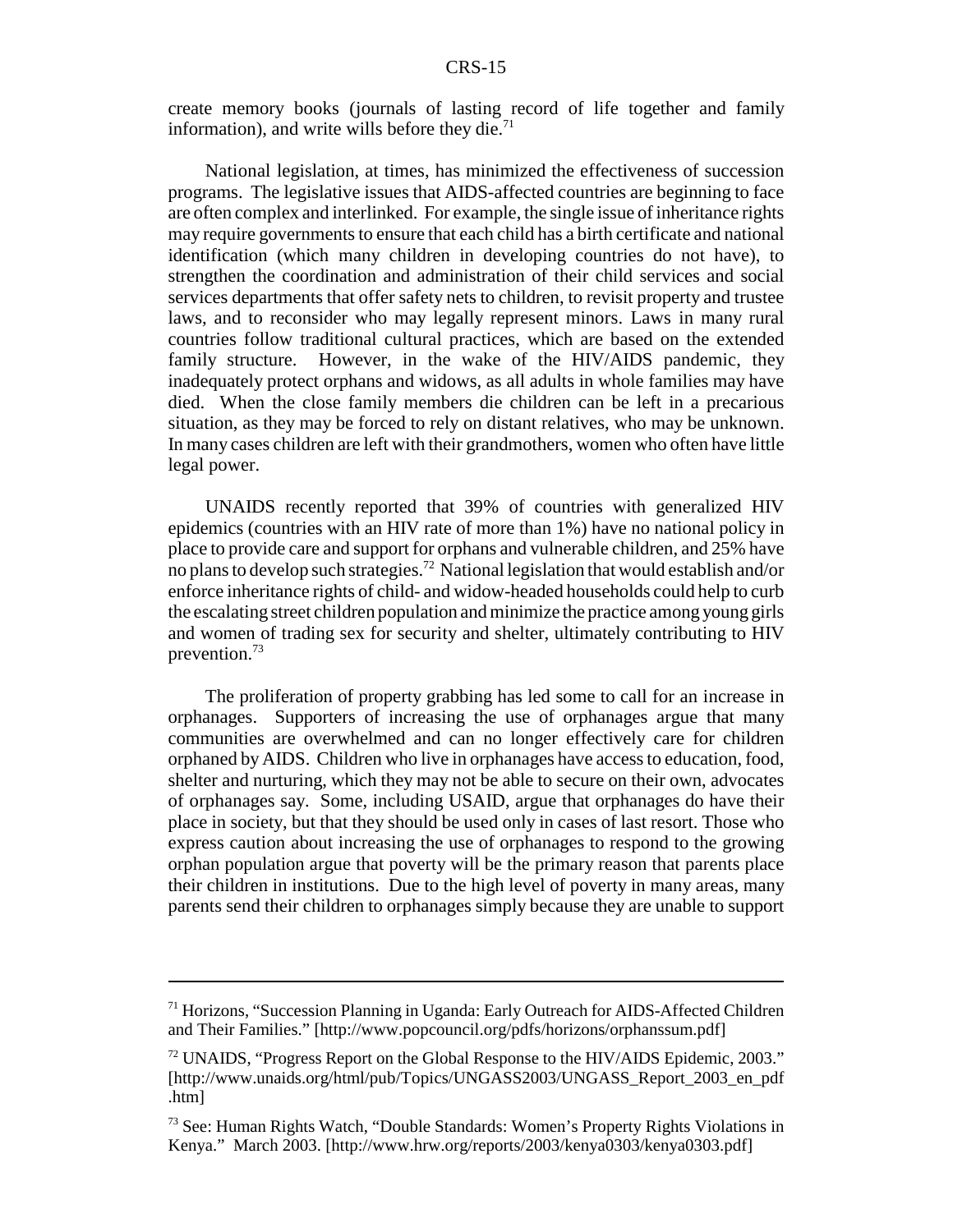create memory books (journals of lasting record of life together and family information), and write wills before they die.[71]

National legislation, at times, has minimized the effectiveness of succession programs. The legislative issues that AIDS-affected countries are beginning to face are often complex and interlinked. For example, the single issue of inheritance rights may require governments to ensure that each child has a birth certificate and national identification (which many children in developing countries do not have), to strengthen the coordination and administration of their child services and social services departments that offer safety nets to children, to revisit property and trustee laws, and to reconsider who may legally represent minors. Laws in many rural countries follow traditional cultural practices, which are based on the extended family structure. However, in the wake of the HIV/AIDS pandemic, they inadequately protect orphans and widows, as all adults in whole families may have died. When the close family members die children can be left in a precarious situation, as they may be forced to rely on distant relatives, who may be unknown. In many cases children are left with their grandmothers, women who often have little legal power.

UNAIDS recently reported that 39% of countries with generalized HIV epidemics (countries with an HIV rate of more than 1%) have no national policy in place to provide care and support for orphans and vulnerable children, and 25% have no plans to develop such strategies.[72] National legislation that would establish and/or enforce inheritance rights of child- and widow-headed households could help to curb the escalating street children population and minimize the practice among young girls and women of trading sex for security and shelter, ultimately contributing to HIV prevention.[73]

The proliferation of property grabbing has led some to call for an increase in orphanages. Supporters of increasing the use of orphanages argue that many communities are overwhelmed and can no longer effectively care for children orphaned by AIDS. Children who live in orphanages have access to education, food, shelter and nurturing, which they may not be able to secure on their own, advocates of orphanages say. Some, including USAID, argue that orphanages do have their place in society, but that they should be used only in cases of last resort. Those who express caution about increasing the use of orphanages to respond to the growing orphan population argue that poverty will be the primary reason that parents place their children in institutions. Due to the high level of poverty in many areas, many parents send their children to orphanages simply because they are unable to support

---

[71] Horizons, "Succession Planning in Uganda: Early Outreach for AIDS-Affected Children and Their Families." [http://www.popcouncil.org/pdfs/horizons/orphanssum.pdf]

[72] UNAIDS, "Progress Report on the Global Response to the HIV/AIDS Epidemic, 2003." [http://www.unaids.org/html/pub/Topics/UNGASS2003/UNGASS_Report_2003_en_pdf.htm]

[73] See: Human Rights Watch, "Double Standards: Women's Property Rights Violations in Kenya." March 2003. [http://www.hrw.org/reports/2003/kenya0303/kenya0303.pdf]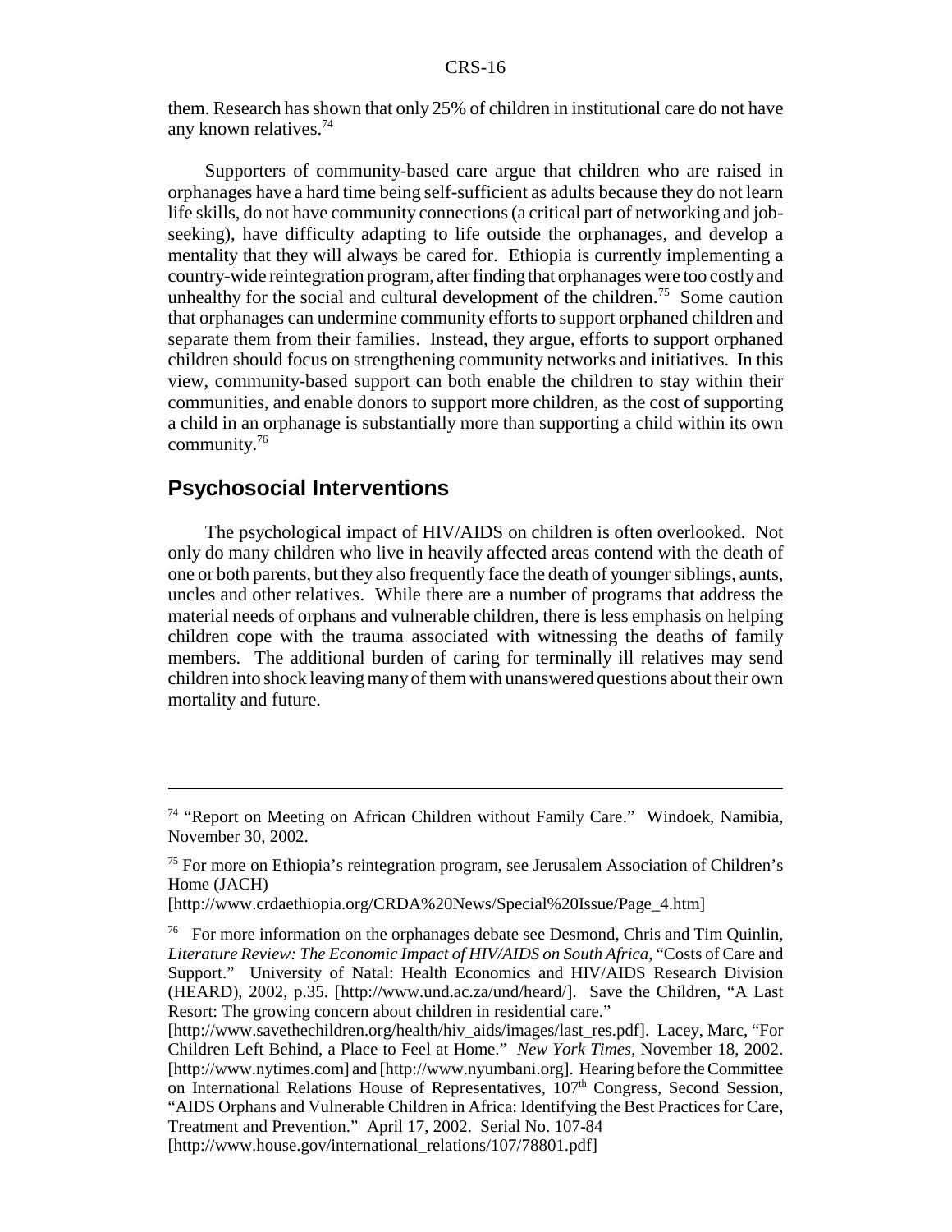them. Research has shown that only 25% of children in institutional care do not have any known relatives.[74]

Supporters of community-based care argue that children who are raised in orphanages have a hard time being self-sufficient as adults because they do not learn life skills, do not have community connections (a critical part of networking and job-seeking), have difficulty adapting to life outside the orphanages, and develop a mentality that they will always be cared for. Ethiopia is currently implementing a country-wide reintegration program, after finding that orphanages were too costly and unhealthy for the social and cultural development of the children.[75] Some caution that orphanages can undermine community efforts to support orphaned children and separate them from their families. Instead, they argue, efforts to support orphaned children should focus on strengthening community networks and initiatives. In this view, community-based support can both enable the children to stay within their communities, and enable donors to support more children, as the cost of supporting a child in an orphanage is substantially more than supporting a child within its own community.[76]

## Psychosocial Interventions

The psychological impact of HIV/AIDS on children is often overlooked. Not only do many children who live in heavily affected areas contend with the death of one or both parents, but they also frequently face the death of younger siblings, aunts, uncles and other relatives. While there are a number of programs that address the material needs of orphans and vulnerable children, there is less emphasis on helping children cope with the trauma associated with witnessing the deaths of family members. The additional burden of caring for terminally ill relatives may send children into shock leaving many of them with unanswered questions about their own mortality and future.

---

[74] "Report on Meeting on African Children without Family Care." Windoek, Namibia, November 30, 2002.

[75] For more on Ethiopia's reintegration program, see Jerusalem Association of Children's Home (JACH) [http://www.crdaethiopia.org/CRDA%20News/Special%20Issue/Page_4.htm]

[76] For more information on the orphanages debate see Desmond, Chris and Tim Quinlin, *Literature Review: The Economic Impact of HIV/AIDS on South Africa*, "Costs of Care and Support." University of Natal: Health Economics and HIV/AIDS Research Division (HEARD), 2002, p.35. [http://www.und.ac.za/und/heard/]. Save the Children, "A Last Resort: The growing concern about children in residential care." [http://www.savethechildren.org/health/hiv_aids/images/last_res.pdf]. Lacey, Marc, "For Children Left Behind, a Place to Feel at Home." *New York Times*, November 18, 2002. [http://www.nytimes.com] and [http://www.nyumbani.org]. Hearing before the Committee on International Relations House of Representatives, 107th Congress, Second Session, "AIDS Orphans and Vulnerable Children in Africa: Identifying the Best Practices for Care, Treatment and Prevention." April 17, 2002. Serial No. 107-84 [http://www.house.gov/international_relations/107/78801.pdf]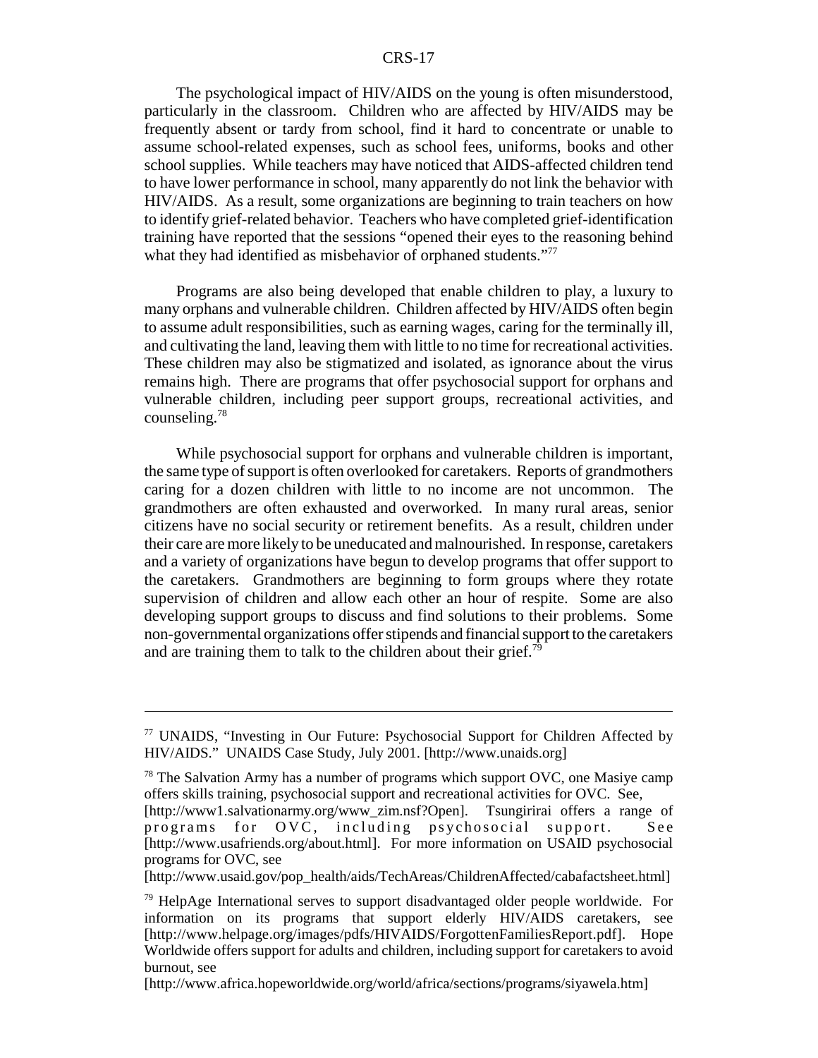The psychological impact of HIV/AIDS on the young is often misunderstood, particularly in the classroom. Children who are affected by HIV/AIDS may be frequently absent or tardy from school, find it hard to concentrate or unable to assume school-related expenses, such as school fees, uniforms, books and other school supplies. While teachers may have noticed that AIDS-affected children tend to have lower performance in school, many apparently do not link the behavior with HIV/AIDS. As a result, some organizations are beginning to train teachers on how to identify grief-related behavior. Teachers who have completed grief-identification training have reported that the sessions "opened their eyes to the reasoning behind what they had identified as misbehavior of orphaned students."[77]

Programs are also being developed that enable children to play, a luxury to many orphans and vulnerable children. Children affected by HIV/AIDS often begin to assume adult responsibilities, such as earning wages, caring for the terminally ill, and cultivating the land, leaving them with little to no time for recreational activities. These children may also be stigmatized and isolated, as ignorance about the virus remains high. There are programs that offer psychosocial support for orphans and vulnerable children, including peer support groups, recreational activities, and counseling.[78]

While psychosocial support for orphans and vulnerable children is important, the same type of support is often overlooked for caretakers. Reports of grandmothers caring for a dozen children with little to no income are not uncommon. The grandmothers are often exhausted and overworked. In many rural areas, senior citizens have no social security or retirement benefits. As a result, children under their care are more likely to be uneducated and malnourished. In response, caretakers and a variety of organizations have begun to develop programs that offer support to the caretakers. Grandmothers are beginning to form groups where they rotate supervision of children and allow each other an hour of respite. Some are also developing support groups to discuss and find solutions to their problems. Some non-governmental organizations offer stipends and financial support to the caretakers and are training them to talk to the children about their grief.[79]

---

[77] UNAIDS, "Investing in Our Future: Psychosocial Support for Children Affected by HIV/AIDS." UNAIDS Case Study, July 2001. [http://www.unaids.org]

[78] The Salvation Army has a number of programs which support OVC, one Masiye camp offers skills training, psychosocial support and recreational activities for OVC. See, [http://www1.salvationarmy.org/www_zim.nsf?Open]. Tsungirirai offers a range of programs for OVC, including psychosocial support. See [http://www.usafriends.org/about.html]. For more information on USAID psychosocial programs for OVC, see [http://www.usaid.gov/pop_health/aids/TechAreas/ChildrenAffected/cabafactsheet.html]

[79] HelpAge International serves to support disadvantaged older people worldwide. For information on its programs that support elderly HIV/AIDS caretakers, see [http://www.helpage.org/images/pdfs/HIVAIDS/ForgottenFamiliesReport.pdf]. Hope Worldwide offers support for adults and children, including support for caretakers to avoid burnout, see [http://www.africa.hopeworldwide.org/world/africa/sections/programs/siyawela.htm]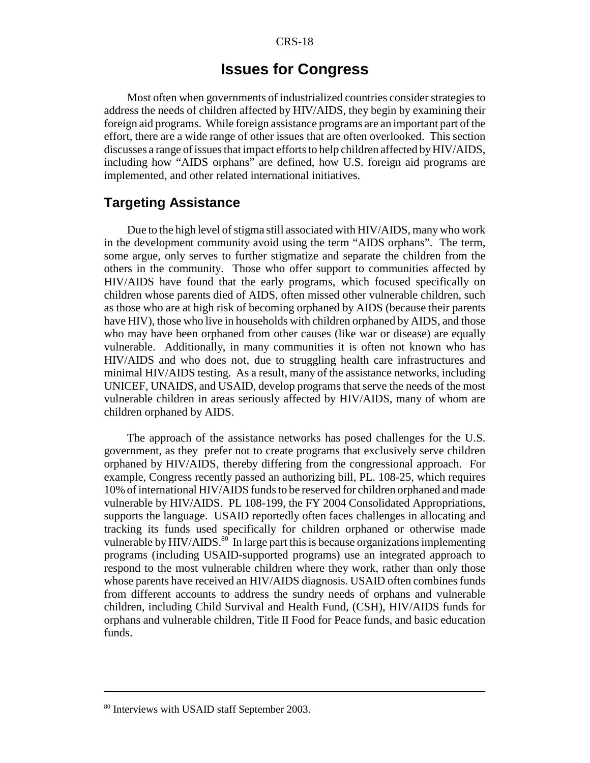## Issues for Congress

Most often when governments of industrialized countries consider strategies to address the needs of children affected by HIV/AIDS, they begin by examining their foreign aid programs. While foreign assistance programs are an important part of the effort, there are a wide range of other issues that are often overlooked. This section discusses a range of issues that impact efforts to help children affected by HIV/AIDS, including how "AIDS orphans" are defined, how U.S. foreign aid programs are implemented, and other related international initiatives.

### Targeting Assistance

Due to the high level of stigma still associated with HIV/AIDS, many who work in the development community avoid using the term "AIDS orphans". The term, some argue, only serves to further stigmatize and separate the children from the others in the community. Those who offer support to communities affected by HIV/AIDS have found that the early programs, which focused specifically on children whose parents died of AIDS, often missed other vulnerable children, such as those who are at high risk of becoming orphaned by AIDS (because their parents have HIV), those who live in households with children orphaned by AIDS, and those who may have been orphaned from other causes (like war or disease) are equally vulnerable. Additionally, in many communities it is often not known who has HIV/AIDS and who does not, due to struggling health care infrastructures and minimal HIV/AIDS testing. As a result, many of the assistance networks, including UNICEF, UNAIDS, and USAID, develop programs that serve the needs of the most vulnerable children in areas seriously affected by HIV/AIDS, many of whom are children orphaned by AIDS.

The approach of the assistance networks has posed challenges for the U.S. government, as they prefer not to create programs that exclusively serve children orphaned by HIV/AIDS, thereby differing from the congressional approach. For example, Congress recently passed an authorizing bill, PL. 108-25, which requires 10% of international HIV/AIDS funds to be reserved for children orphaned and made vulnerable by HIV/AIDS. PL 108-199, the FY 2004 Consolidated Appropriations, supports the language. USAID reportedly often faces challenges in allocating and tracking its funds used specifically for children orphaned or otherwise made vulnerable by HIV/AIDS.[80] In large part this is because organizations implementing programs (including USAID-supported programs) use an integrated approach to respond to the most vulnerable children where they work, rather than only those whose parents have received an HIV/AIDS diagnosis. USAID often combines funds from different accounts to address the sundry needs of orphans and vulnerable children, including Child Survival and Health Fund, (CSH), HIV/AIDS funds for orphans and vulnerable children, Title II Food for Peace funds, and basic education funds.

---

[80] Interviews with USAID staff September 2003.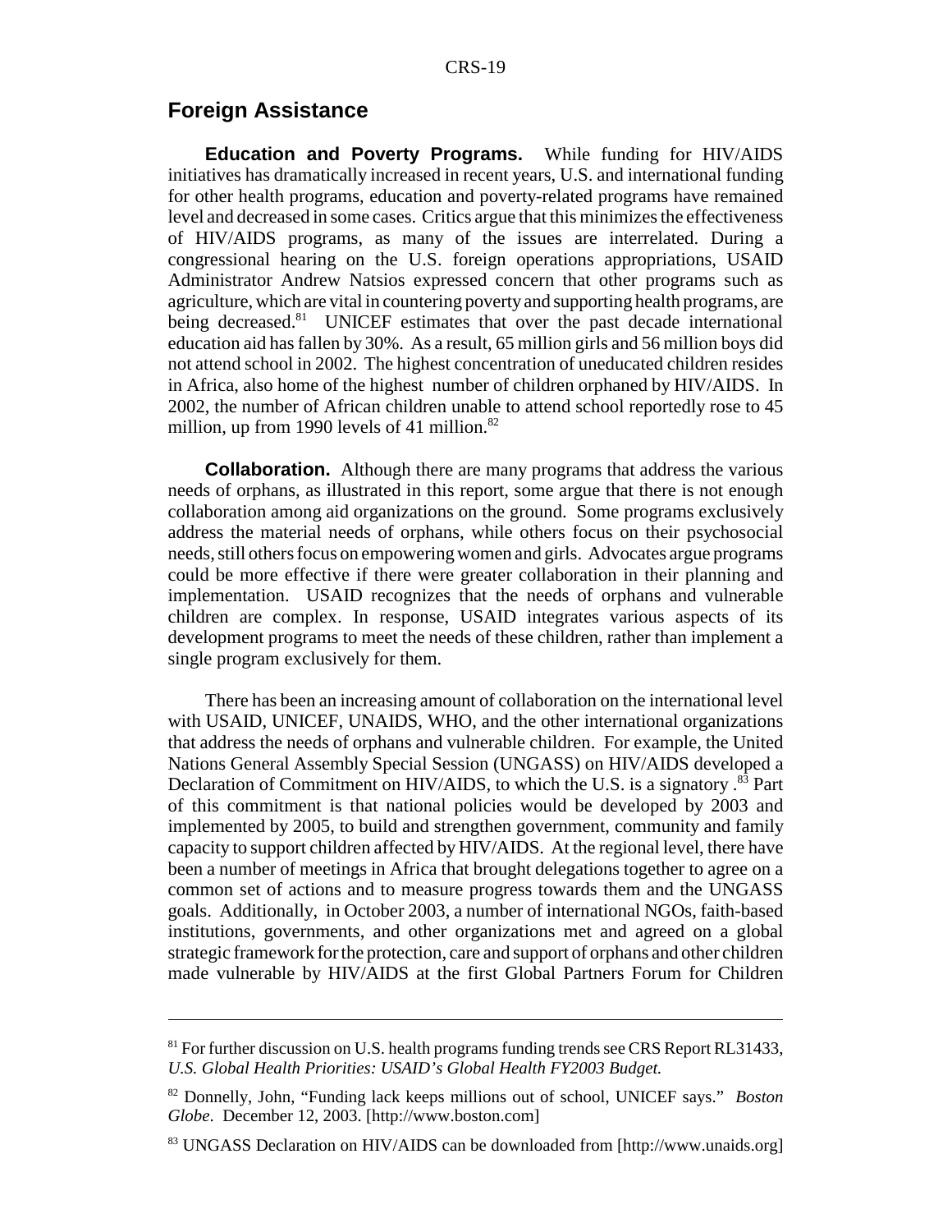## Foreign Assistance

**Education and Poverty Programs.** While funding for HIV/AIDS initiatives has dramatically increased in recent years, U.S. and international funding for other health programs, education and poverty-related programs have remained level and decreased in some cases. Critics argue that this minimizes the effectiveness of HIV/AIDS programs, as many of the issues are interrelated. During a congressional hearing on the U.S. foreign operations appropriations, USAID Administrator Andrew Natsios expressed concern that other programs such as agriculture, which are vital in countering poverty and supporting health programs, are being decreased.[81] UNICEF estimates that over the past decade international education aid has fallen by 30%. As a result, 65 million girls and 56 million boys did not attend school in 2002. The highest concentration of uneducated children resides in Africa, also home of the highest number of children orphaned by HIV/AIDS. In 2002, the number of African children unable to attend school reportedly rose to 45 million, up from 1990 levels of 41 million.[82]

**Collaboration.** Although there are many programs that address the various needs of orphans, as illustrated in this report, some argue that there is not enough collaboration among aid organizations on the ground. Some programs exclusively address the material needs of orphans, while others focus on their psychosocial needs, still others focus on empowering women and girls. Advocates argue programs could be more effective if there were greater collaboration in their planning and implementation. USAID recognizes that the needs of orphans and vulnerable children are complex. In response, USAID integrates various aspects of its development programs to meet the needs of these children, rather than implement a single program exclusively for them.

There has been an increasing amount of collaboration on the international level with USAID, UNICEF, UNAIDS, WHO, and the other international organizations that address the needs of orphans and vulnerable children. For example, the United Nations General Assembly Special Session (UNGASS) on HIV/AIDS developed a Declaration of Commitment on HIV/AIDS, to which the U.S. is a signatory .[83] Part of this commitment is that national policies would be developed by 2003 and implemented by 2005, to build and strengthen government, community and family capacity to support children affected by HIV/AIDS. At the regional level, there have been a number of meetings in Africa that brought delegations together to agree on a common set of actions and to measure progress towards them and the UNGASS goals. Additionally, in October 2003, a number of international NGOs, faith-based institutions, governments, and other organizations met and agreed on a global strategic framework for the protection, care and support of orphans and other children made vulnerable by HIV/AIDS at the first Global Partners Forum for Children

---

[81] For further discussion on U.S. health programs funding trends see CRS Report RL31433, *U.S. Global Health Priorities: USAID's Global Health FY2003 Budget.*

[82] Donnelly, John, "Funding lack keeps millions out of school, UNICEF says." *Boston Globe*. December 12, 2003. [http://www.boston.com]

[83] UNGASS Declaration on HIV/AIDS can be downloaded from [http://www.unaids.org]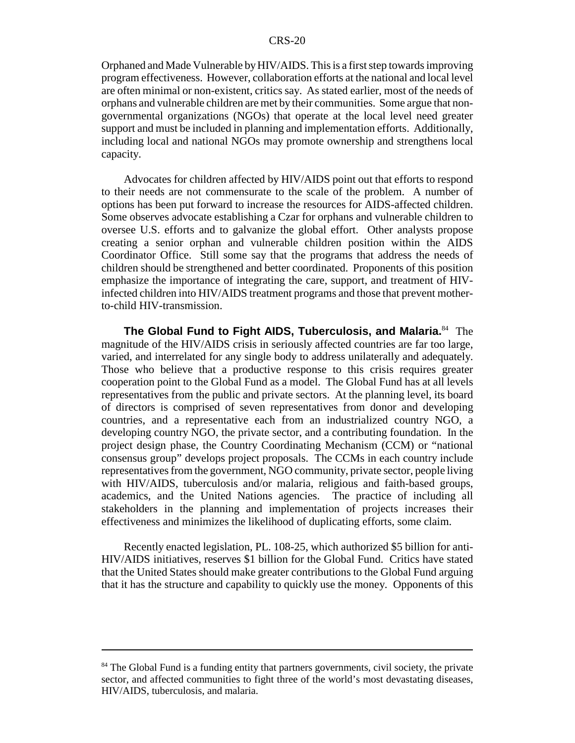Orphaned and Made Vulnerable by HIV/AIDS. This is a first step towards improving program effectiveness. However, collaboration efforts at the national and local level are often minimal or non-existent, critics say. As stated earlier, most of the needs of orphans and vulnerable children are met by their communities. Some argue that non-governmental organizations (NGOs) that operate at the local level need greater support and must be included in planning and implementation efforts. Additionally, including local and national NGOs may promote ownership and strengthens local capacity.

Advocates for children affected by HIV/AIDS point out that efforts to respond to their needs are not commensurate to the scale of the problem. A number of options has been put forward to increase the resources for AIDS-affected children. Some observes advocate establishing a Czar for orphans and vulnerable children to oversee U.S. efforts and to galvanize the global effort. Other analysts propose creating a senior orphan and vulnerable children position within the AIDS Coordinator Office. Still some say that the programs that address the needs of children should be strengthened and better coordinated. Proponents of this position emphasize the importance of integrating the care, support, and treatment of HIV-infected children into HIV/AIDS treatment programs and those that prevent mother-to-child HIV-transmission.

**The Global Fund to Fight AIDS, Tuberculosis, and Malaria.**[84] The magnitude of the HIV/AIDS crisis in seriously affected countries are far too large, varied, and interrelated for any single body to address unilaterally and adequately. Those who believe that a productive response to this crisis requires greater cooperation point to the Global Fund as a model. The Global Fund has at all levels representatives from the public and private sectors. At the planning level, its board of directors is comprised of seven representatives from donor and developing countries, and a representative each from an industrialized country NGO, a developing country NGO, the private sector, and a contributing foundation. In the project design phase, the Country Coordinating Mechanism (CCM) or "national consensus group" develops project proposals. The CCMs in each country include representatives from the government, NGO community, private sector, people living with HIV/AIDS, tuberculosis and/or malaria, religious and faith-based groups, academics, and the United Nations agencies. The practice of including all stakeholders in the planning and implementation of projects increases their effectiveness and minimizes the likelihood of duplicating efforts, some claim.

Recently enacted legislation, PL. 108-25, which authorized $5 billion for anti-HIV/AIDS initiatives, reserves $1 billion for the Global Fund. Critics have stated that the United States should make greater contributions to the Global Fund arguing that it has the structure and capability to quickly use the money. Opponents of this

---

[84] The Global Fund is a funding entity that partners governments, civil society, the private sector, and affected communities to fight three of the world's most devastating diseases, HIV/AIDS, tuberculosis, and malaria.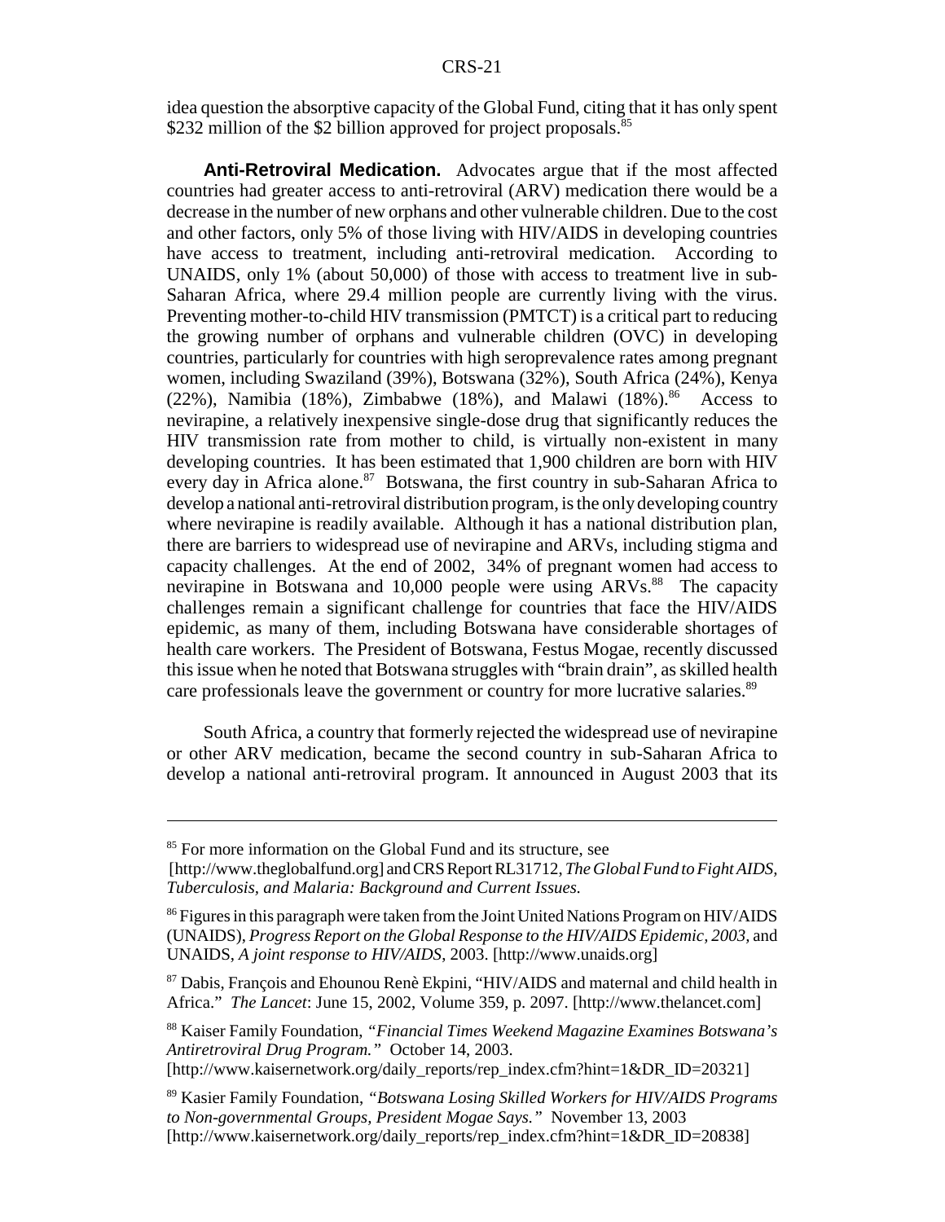idea question the absorptive capacity of the Global Fund, citing that it has only spent $232 million of the $2 billion approved for project proposals.[85]

**Anti-Retroviral Medication.** Advocates argue that if the most affected countries had greater access to anti-retroviral (ARV) medication there would be a decrease in the number of new orphans and other vulnerable children. Due to the cost and other factors, only 5% of those living with HIV/AIDS in developing countries have access to treatment, including anti-retroviral medication. According to UNAIDS, only 1% (about 50,000) of those with access to treatment live in sub-Saharan Africa, where 29.4 million people are currently living with the virus. Preventing mother-to-child HIV transmission (PMTCT) is a critical part to reducing the growing number of orphans and vulnerable children (OVC) in developing countries, particularly for countries with high seroprevalence rates among pregnant women, including Swaziland (39%), Botswana (32%), South Africa (24%), Kenya (22%), Namibia (18%), Zimbabwe (18%), and Malawi (18%).[86] Access to nevirapine, a relatively inexpensive single-dose drug that significantly reduces the HIV transmission rate from mother to child, is virtually non-existent in many developing countries. It has been estimated that 1,900 children are born with HIV every day in Africa alone.[87] Botswana, the first country in sub-Saharan Africa to develop a national anti-retroviral distribution program, is the only developing country where nevirapine is readily available. Although it has a national distribution plan, there are barriers to widespread use of nevirapine and ARVs, including stigma and capacity challenges. At the end of 2002, 34% of pregnant women had access to nevirapine in Botswana and 10,000 people were using ARVs.[88] The capacity challenges remain a significant challenge for countries that face the HIV/AIDS epidemic, as many of them, including Botswana have considerable shortages of health care workers. The President of Botswana, Festus Mogae, recently discussed this issue when he noted that Botswana struggles with "brain drain", as skilled health care professionals leave the government or country for more lucrative salaries.[89]

South Africa, a country that formerly rejected the widespread use of nevirapine or other ARV medication, became the second country in sub-Saharan Africa to develop a national anti-retroviral program. It announced in August 2003 that its

---

[85] For more information on the Global Fund and its structure, see [http://www.theglobalfund.org] and CRS Report RL31712, *The Global Fund to Fight AIDS, Tuberculosis, and Malaria: Background and Current Issues.*

[86] Figures in this paragraph were taken from the Joint United Nations Program on HIV/AIDS (UNAIDS), *Progress Report on the Global Response to the HIV/AIDS Epidemic, 2003*, and UNAIDS, *A joint response to HIV/AIDS*, 2003. [http://www.unaids.org]

[87] Dabis, François and Ehounou Renè Ekpini, "HIV/AIDS and maternal and child health in Africa." *The Lancet*: June 15, 2002, Volume 359, p. 2097. [http://www.thelancet.com]

[88] Kaiser Family Foundation, *"Financial Times Weekend Magazine Examines Botswana's Antiretroviral Drug Program."* October 14, 2003. [http://www.kaisernetwork.org/daily_reports/rep_index.cfm?hint=1&DR_ID=20321]

[89] Kasier Family Foundation, *"Botswana Losing Skilled Workers for HIV/AIDS Programs to Non-governmental Groups, President Mogae Says."* November 13, 2003 [http://www.kaisernetwork.org/daily_reports/rep_index.cfm?hint=1&DR_ID=20838]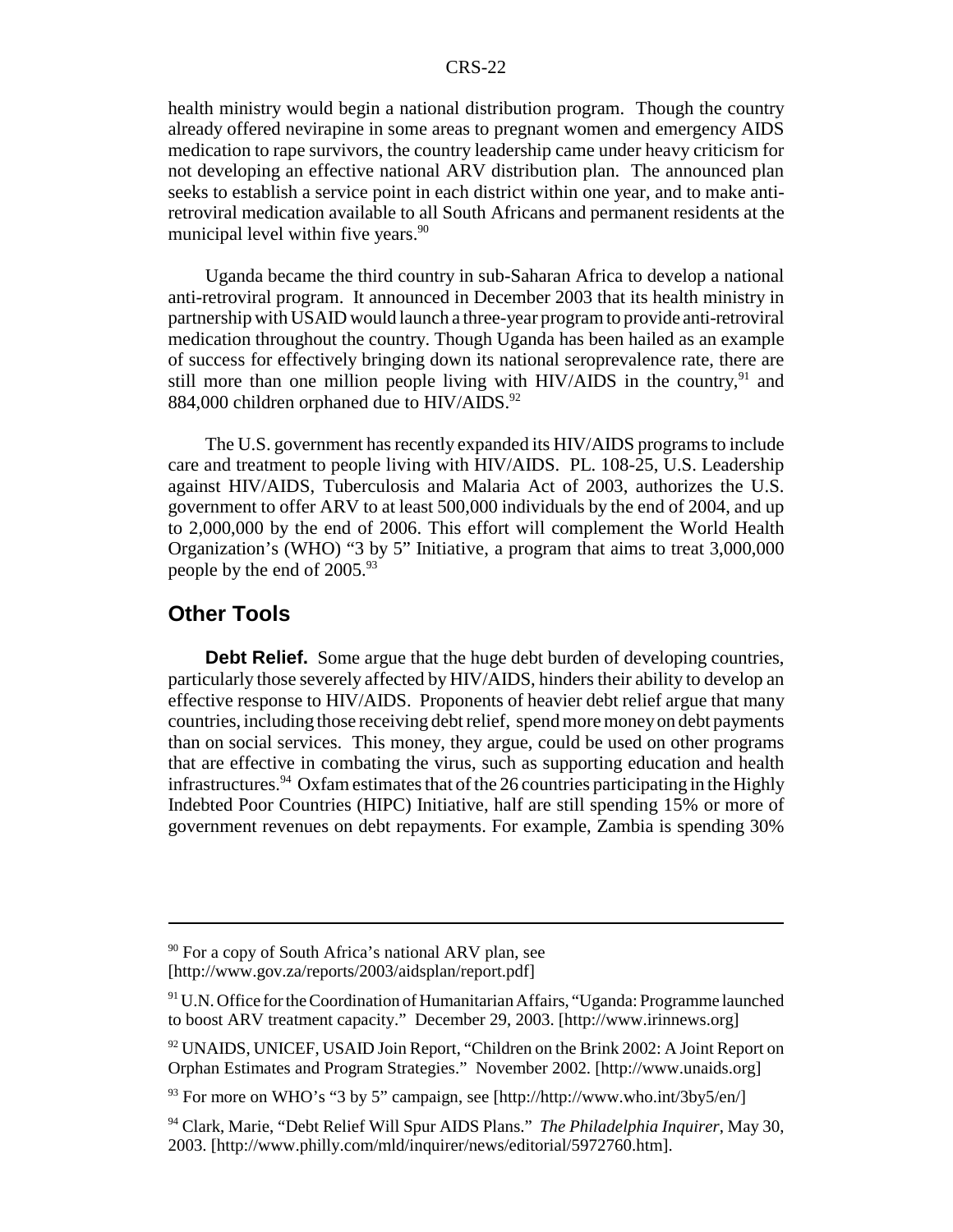health ministry would begin a national distribution program. Though the country already offered nevirapine in some areas to pregnant women and emergency AIDS medication to rape survivors, the country leadership came under heavy criticism for not developing an effective national ARV distribution plan. The announced plan seeks to establish a service point in each district within one year, and to make anti-retroviral medication available to all South Africans and permanent residents at the municipal level within five years.[90]

Uganda became the third country in sub-Saharan Africa to develop a national anti-retroviral program. It announced in December 2003 that its health ministry in partnership with USAID would launch a three-year program to provide anti-retroviral medication throughout the country. Though Uganda has been hailed as an example of success for effectively bringing down its national seroprevalence rate, there are still more than one million people living with HIV/AIDS in the country,[91] and 884,000 children orphaned due to HIV/AIDS.[92]

The U.S. government has recently expanded its HIV/AIDS programs to include care and treatment to people living with HIV/AIDS. PL. 108-25, U.S. Leadership against HIV/AIDS, Tuberculosis and Malaria Act of 2003, authorizes the U.S. government to offer ARV to at least 500,000 individuals by the end of 2004, and up to 2,000,000 by the end of 2006. This effort will complement the World Health Organization's (WHO) "3 by 5" Initiative, a program that aims to treat 3,000,000 people by the end of 2005.[93]

## Other Tools

**Debt Relief.** Some argue that the huge debt burden of developing countries, particularly those severely affected by HIV/AIDS, hinders their ability to develop an effective response to HIV/AIDS. Proponents of heavier debt relief argue that many countries, including those receiving debt relief, spend more money on debt payments than on social services. This money, they argue, could be used on other programs that are effective in combating the virus, such as supporting education and health infrastructures.[94] Oxfam estimates that of the 26 countries participating in the Highly Indebted Poor Countries (HIPC) Initiative, half are still spending 15% or more of government revenues on debt repayments. For example, Zambia is spending 30%

---

[90] For a copy of South Africa's national ARV plan, see [http://www.gov.za/reports/2003/aidsplan/report.pdf]

[91] U.N. Office for the Coordination of Humanitarian Affairs, "Uganda: Programme launched to boost ARV treatment capacity." December 29, 2003. [http://www.irinnews.org]

[92] UNAIDS, UNICEF, USAID Join Report, "Children on the Brink 2002: A Joint Report on Orphan Estimates and Program Strategies." November 2002. [http://www.unaids.org]

[93] For more on WHO's "3 by 5" campaign, see [http://http://www.who.int/3by5/en/]

[94] Clark, Marie, "Debt Relief Will Spur AIDS Plans." *The Philadelphia Inquirer*, May 30, 2003. [http://www.philly.com/mld/inquirer/news/editorial/5972760.htm].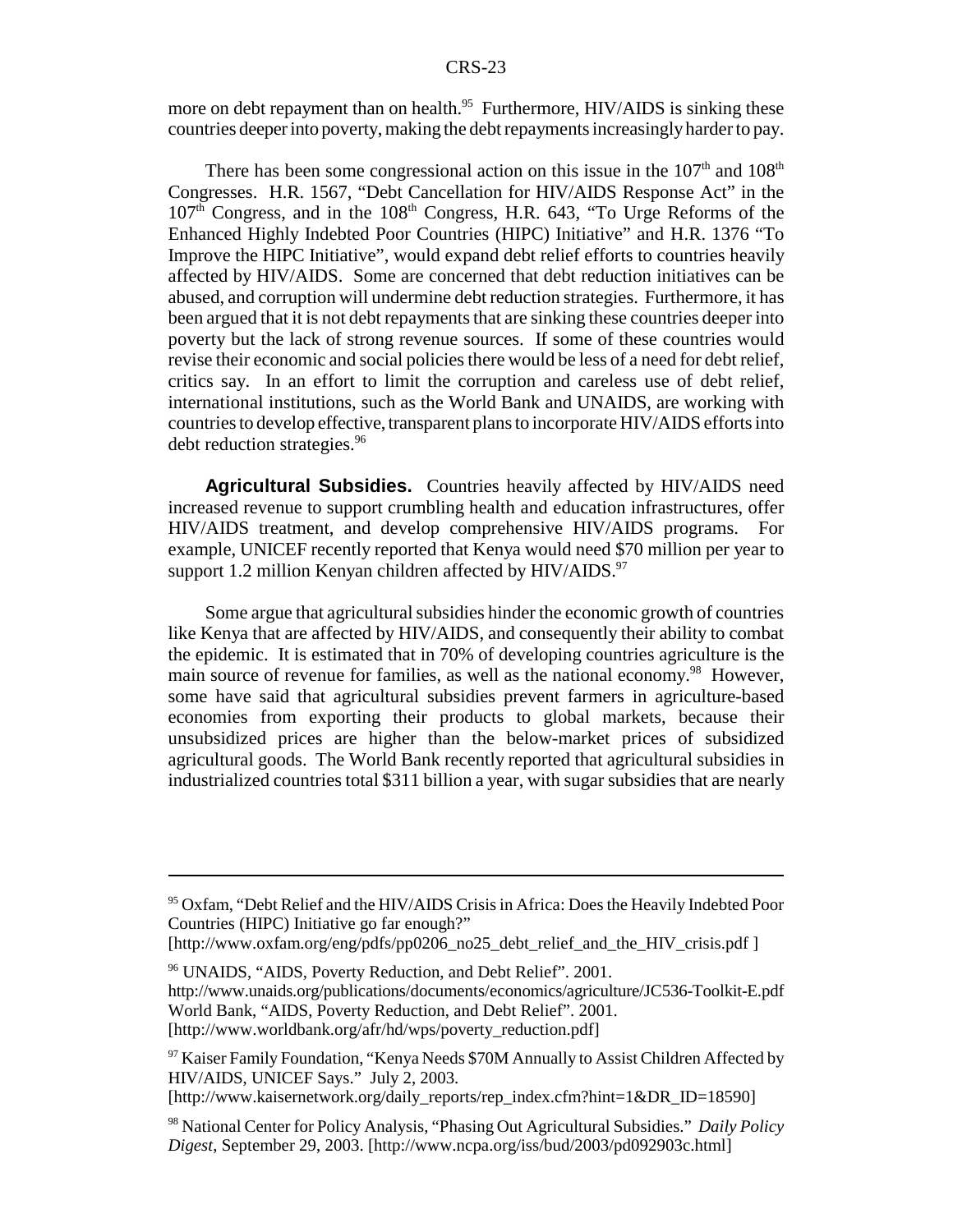more on debt repayment than on health.[95] Furthermore, HIV/AIDS is sinking these countries deeper into poverty, making the debt repayments increasingly harder to pay.

There has been some congressional action on this issue in the 107th and 108th Congresses. H.R. 1567, "Debt Cancellation for HIV/AIDS Response Act" in the 107th Congress, and in the 108th Congress, H.R. 643, "To Urge Reforms of the Enhanced Highly Indebted Poor Countries (HIPC) Initiative" and H.R. 1376 "To Improve the HIPC Initiative", would expand debt relief efforts to countries heavily affected by HIV/AIDS. Some are concerned that debt reduction initiatives can be abused, and corruption will undermine debt reduction strategies. Furthermore, it has been argued that it is not debt repayments that are sinking these countries deeper into poverty but the lack of strong revenue sources. If some of these countries would revise their economic and social policies there would be less of a need for debt relief, critics say. In an effort to limit the corruption and careless use of debt relief, international institutions, such as the World Bank and UNAIDS, are working with countries to develop effective, transparent plans to incorporate HIV/AIDS efforts into debt reduction strategies.[96]

**Agricultural Subsidies.** Countries heavily affected by HIV/AIDS need increased revenue to support crumbling health and education infrastructures, offer HIV/AIDS treatment, and develop comprehensive HIV/AIDS programs. For example, UNICEF recently reported that Kenya would need $70 million per year to support 1.2 million Kenyan children affected by HIV/AIDS.[97]

Some argue that agricultural subsidies hinder the economic growth of countries like Kenya that are affected by HIV/AIDS, and consequently their ability to combat the epidemic. It is estimated that in 70% of developing countries agriculture is the main source of revenue for families, as well as the national economy.[98] However, some have said that agricultural subsidies prevent farmers in agriculture-based economies from exporting their products to global markets, because their unsubsidized prices are higher than the below-market prices of subsidized agricultural goods. The World Bank recently reported that agricultural subsidies in industrialized countries total $311 billion a year, with sugar subsidies that are nearly

---

[95] Oxfam, "Debt Relief and the HIV/AIDS Crisis in Africa: Does the Heavily Indebted Poor Countries (HIPC) Initiative go far enough?" [http://www.oxfam.org/eng/pdfs/pp0206_no25_debt_relief_and_the_HIV_crisis.pdf ]

[96] UNAIDS, "AIDS, Poverty Reduction, and Debt Relief". 2001. http://www.unaids.org/publications/documents/economics/agriculture/JC536-Toolkit-E.pdf World Bank, "AIDS, Poverty Reduction, and Debt Relief". 2001. [http://www.worldbank.org/afr/hd/wps/poverty_reduction.pdf]

[97] Kaiser Family Foundation, "Kenya Needs $70M Annually to Assist Children Affected by HIV/AIDS, UNICEF Says." July 2, 2003. [http://www.kaisernetwork.org/daily_reports/rep_index.cfm?hint=1&DR_ID=18590]

[98] National Center for Policy Analysis, "Phasing Out Agricultural Subsidies." *Daily Policy Digest*, September 29, 2003. [http://www.ncpa.org/iss/bud/2003/pd092903c.html]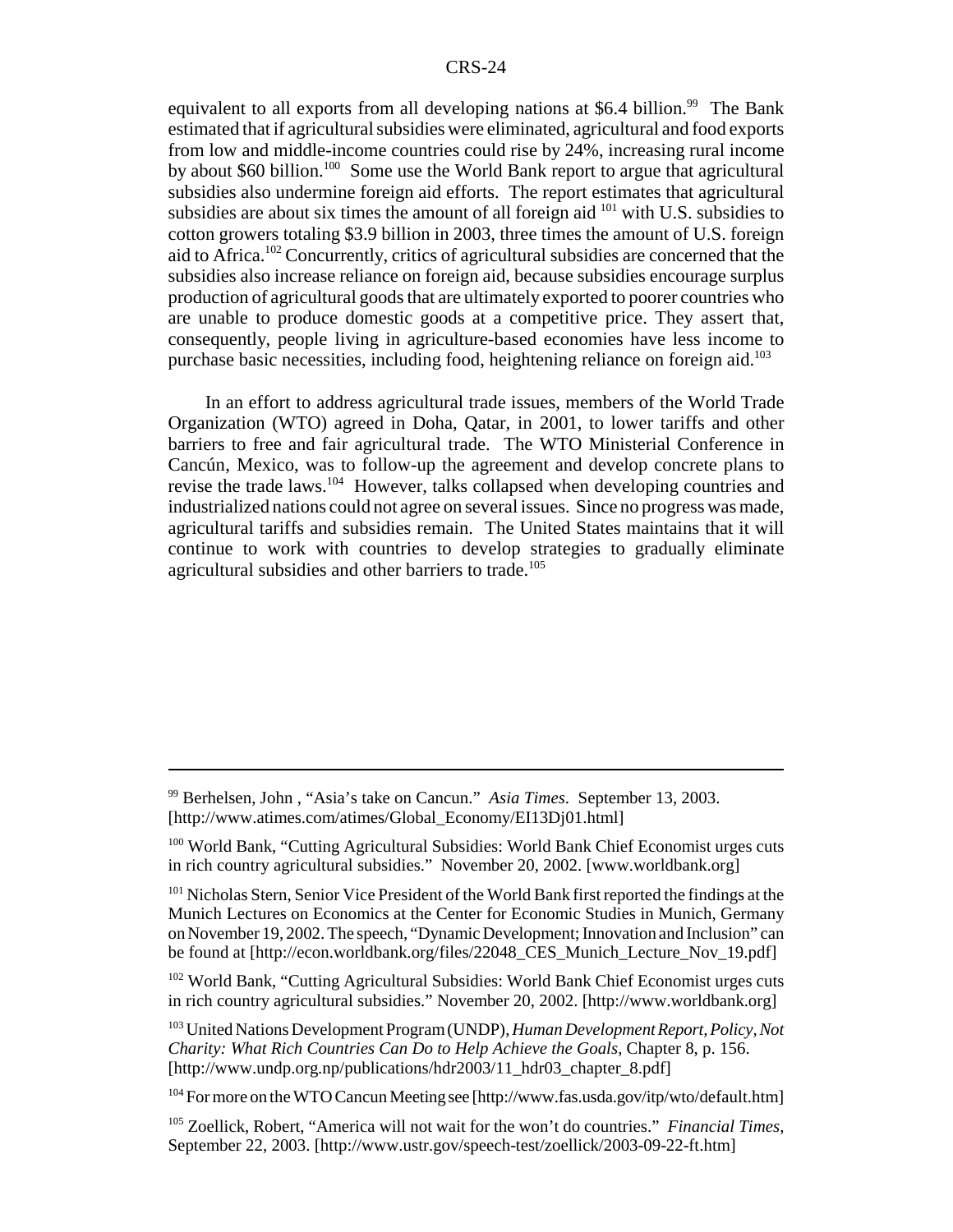equivalent to all exports from all developing nations at $6.4 billion.[99] The Bank estimated that if agricultural subsidies were eliminated, agricultural and food exports from low and middle-income countries could rise by 24%, increasing rural income by about $60 billion.[100] Some use the World Bank report to argue that agricultural subsidies also undermine foreign aid efforts. The report estimates that agricultural subsidies are about six times the amount of all foreign aid [101] with U.S. subsidies to cotton growers totaling $3.9 billion in 2003, three times the amount of U.S. foreign aid to Africa.[102] Concurrently, critics of agricultural subsidies are concerned that the subsidies also increase reliance on foreign aid, because subsidies encourage surplus production of agricultural goods that are ultimately exported to poorer countries who are unable to produce domestic goods at a competitive price. They assert that, consequently, people living in agriculture-based economies have less income to purchase basic necessities, including food, heightening reliance on foreign aid.[103]

In an effort to address agricultural trade issues, members of the World Trade Organization (WTO) agreed in Doha, Qatar, in 2001, to lower tariffs and other barriers to free and fair agricultural trade. The WTO Ministerial Conference in Cancún, Mexico, was to follow-up the agreement and develop concrete plans to revise the trade laws.[104] However, talks collapsed when developing countries and industrialized nations could not agree on several issues. Since no progress was made, agricultural tariffs and subsidies remain. The United States maintains that it will continue to work with countries to develop strategies to gradually eliminate agricultural subsidies and other barriers to trade.[105]

---

[99] Berhelsen, John , "Asia's take on Cancun." *Asia Times*. September 13, 2003. [http://www.atimes.com/atimes/Global_Economy/EI13Dj01.html]

[100] World Bank, "Cutting Agricultural Subsidies: World Bank Chief Economist urges cuts in rich country agricultural subsidies." November 20, 2002. [www.worldbank.org]

[101] Nicholas Stern, Senior Vice President of the World Bank first reported the findings at the Munich Lectures on Economics at the Center for Economic Studies in Munich, Germany on November 19, 2002. The speech, "Dynamic Development; Innovation and Inclusion" can be found at [http://econ.worldbank.org/files/22048_CES_Munich_Lecture_Nov_19.pdf]

[102] World Bank, "Cutting Agricultural Subsidies: World Bank Chief Economist urges cuts in rich country agricultural subsidies." November 20, 2002. [http://www.worldbank.org]

[103] United Nations Development Program (UNDP), *Human Development Report, Policy, Not Charity: What Rich Countries Can Do to Help Achieve the Goals*, Chapter 8, p. 156. [http://www.undp.org.np/publications/hdr2003/11_hdr03_chapter_8.pdf]

[104] For more on the WTO Cancun Meeting see [http://www.fas.usda.gov/itp/wto/default.htm]

[105] Zoellick, Robert, "America will not wait for the won't do countries." *Financial Times*, September 22, 2003. [http://www.ustr.gov/speech-test/zoellick/2003-09-22-ft.htm]